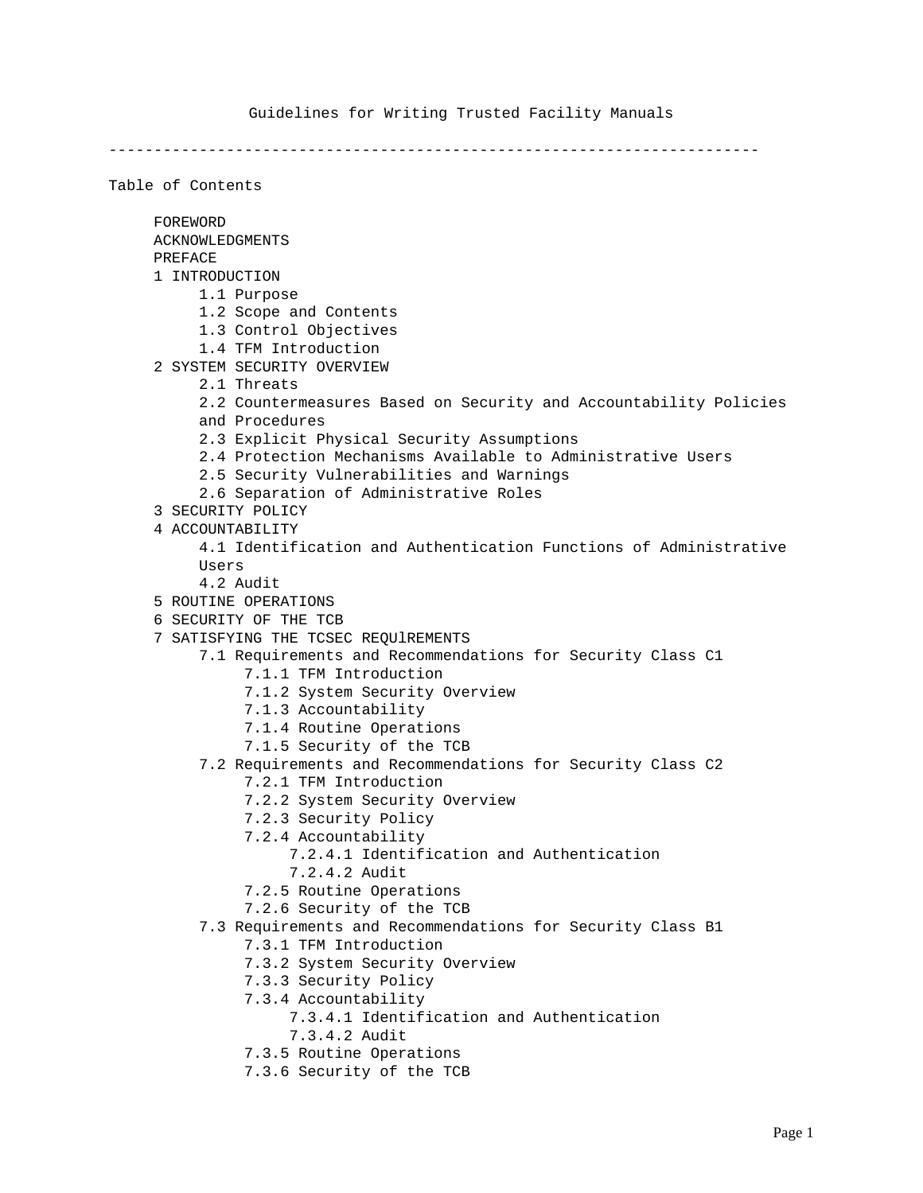# Guidelines for Writing Trusted Facility Manuals

---

## Table of Contents

- FOREWORD
- ACKNOWLEDGMENTS
- PREFACE
- 1 INTRODUCTION
  - 1.1 Purpose
  - 1.2 Scope and Contents
  - 1.3 Control Objectives
  - 1.4 TFM Introduction
- 2 SYSTEM SECURITY OVERVIEW
  - 2.1 Threats
  - 2.2 Countermeasures Based on Security and Accountability Policies and Procedures
  - 2.3 Explicit Physical Security Assumptions
  - 2.4 Protection Mechanisms Available to Administrative Users
  - 2.5 Security Vulnerabilities and Warnings
  - 2.6 Separation of Administrative Roles
- 3 SECURITY POLICY
- 4 ACCOUNTABILITY
  - 4.1 Identification and Authentication Functions of Administrative Users
  - 4.2 Audit
- 5 ROUTINE OPERATIONS
- 6 SECURITY OF THE TCB
- 7 SATISFYING THE TCSEC REQUlREMENTS
  - 7.1 Requirements and Recommendations for Security Class C1
    - 7.1.1 TFM Introduction
    - 7.1.2 System Security Overview
    - 7.1.3 Accountability
    - 7.1.4 Routine Operations
    - 7.1.5 Security of the TCB
  - 7.2 Requirements and Recommendations for Security Class C2
    - 7.2.1 TFM Introduction
    - 7.2.2 System Security Overview
    - 7.2.3 Security Policy
    - 7.2.4 Accountability
      - 7.2.4.1 Identification and Authentication
      - 7.2.4.2 Audit
    - 7.2.5 Routine Operations
    - 7.2.6 Security of the TCB
  - 7.3 Requirements and Recommendations for Security Class B1
    - 7.3.1 TFM Introduction
    - 7.3.2 System Security Overview
    - 7.3.3 Security Policy
    - 7.3.4 Accountability
      - 7.3.4.1 Identification and Authentication
      - 7.3.4.2 Audit
    - 7.3.5 Routine Operations
    - 7.3.6 Security of the TCB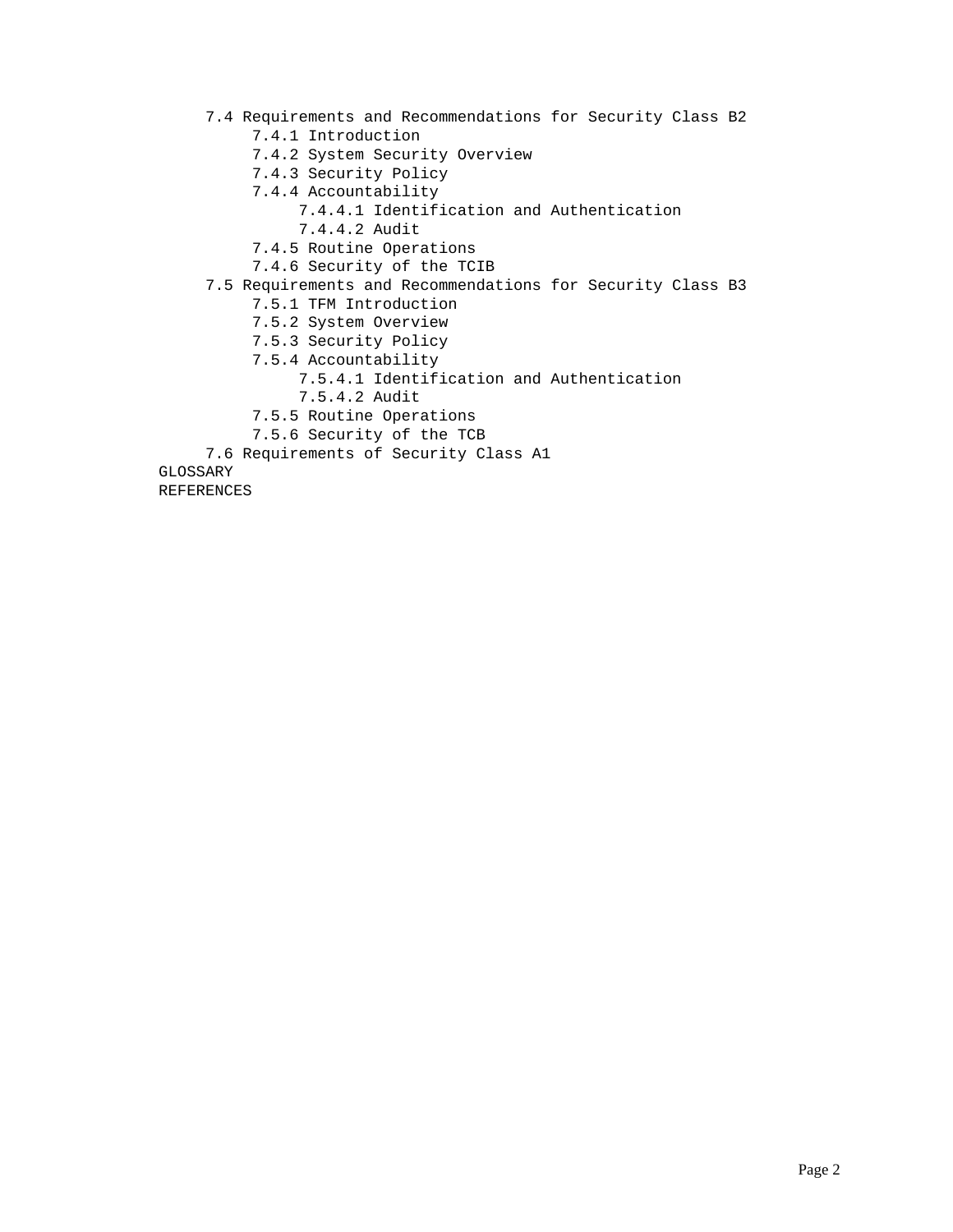- 7.4 Requirements and Recommendations for Security Class B2
  - 7.4.1 Introduction
  - 7.4.2 System Security Overview
  - 7.4.3 Security Policy
  - 7.4.4 Accountability
    - 7.4.4.1 Identification and Authentication
    - 7.4.4.2 Audit
  - 7.4.5 Routine Operations
  - 7.4.6 Security of the TCIB
- 7.5 Requirements and Recommendations for Security Class B3
  - 7.5.1 TFM Introduction
  - 7.5.2 System Overview
  - 7.5.3 Security Policy
  - 7.5.4 Accountability
    - 7.5.4.1 Identification and Authentication
    - 7.5.4.2 Audit
  - 7.5.5 Routine Operations
  - 7.5.6 Security of the TCB
- 7.6 Requirements of Security Class A1

GLOSSARY

REFERENCES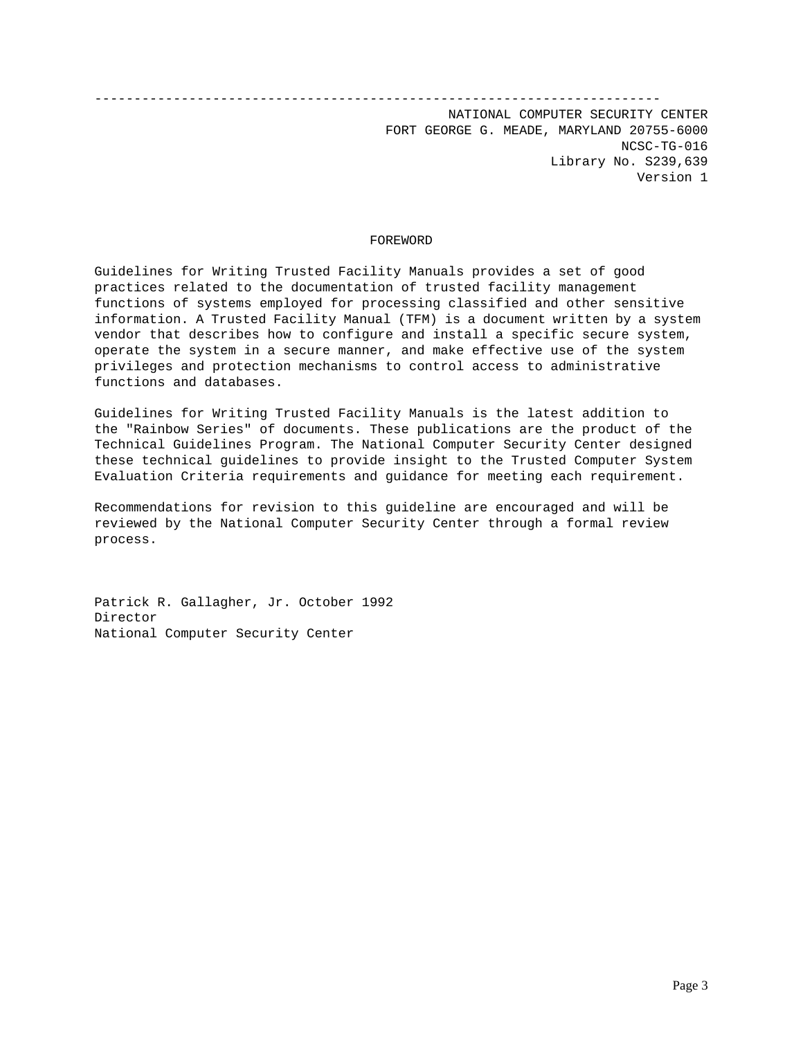NATIONAL COMPUTER SECURITY CENTER
FORT GEORGE G. MEADE, MARYLAND 20755-6000
NCSC-TG-016
Library No. S239,639
Version 1

## FOREWORD

Guidelines for Writing Trusted Facility Manuals provides a set of good practices related to the documentation of trusted facility management functions of systems employed for processing classified and other sensitive information. A Trusted Facility Manual (TFM) is a document written by a system vendor that describes how to configure and install a specific secure system, operate the system in a secure manner, and make effective use of the system privileges and protection mechanisms to control access to administrative functions and databases.

Guidelines for Writing Trusted Facility Manuals is the latest addition to the "Rainbow Series" of documents. These publications are the product of the Technical Guidelines Program. The National Computer Security Center designed these technical guidelines to provide insight to the Trusted Computer System Evaluation Criteria requirements and guidance for meeting each requirement.

Recommendations for revision to this guideline are encouraged and will be reviewed by the National Computer Security Center through a formal review process.

Patrick R. Gallagher, Jr. October 1992
Director
National Computer Security Center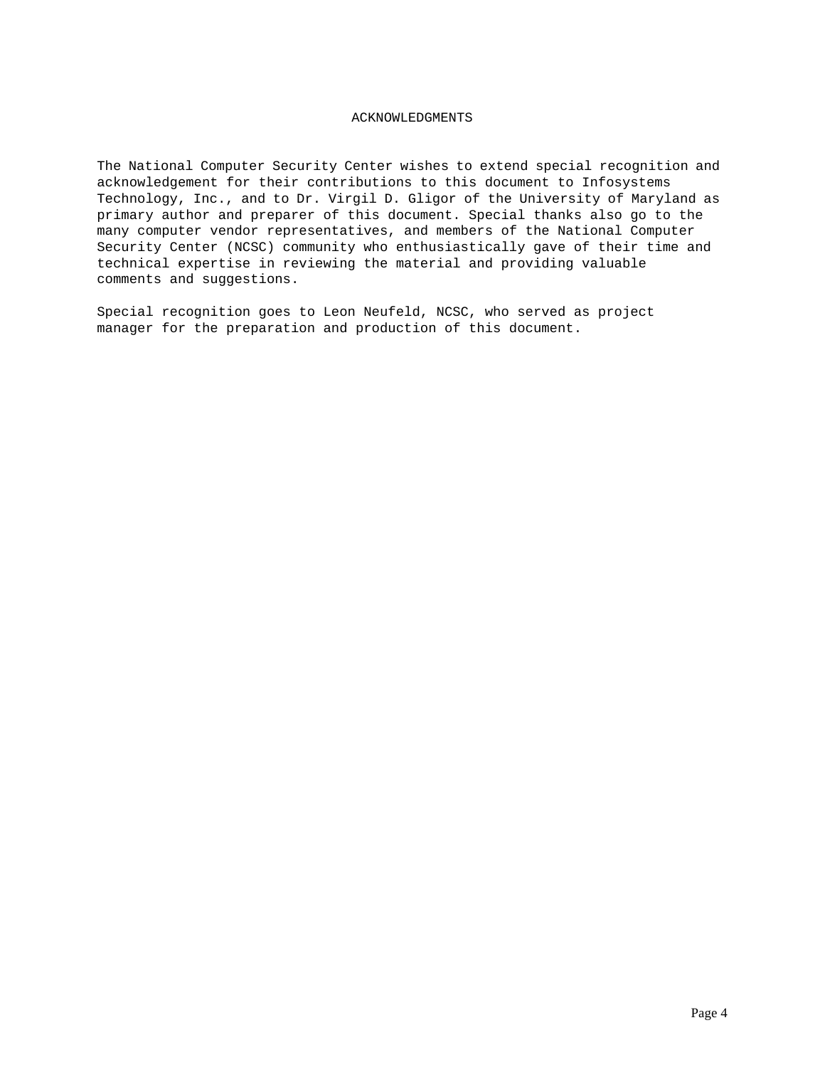# ACKNOWLEDGMENTS

The National Computer Security Center wishes to extend special recognition and acknowledgement for their contributions to this document to Infosystems Technology, Inc., and to Dr. Virgil D. Gligor of the University of Maryland as primary author and preparer of this document. Special thanks also go to the many computer vendor representatives, and members of the National Computer Security Center (NCSC) community who enthusiastically gave of their time and technical expertise in reviewing the material and providing valuable comments and suggestions.

Special recognition goes to Leon Neufeld, NCSC, who served as project manager for the preparation and production of this document.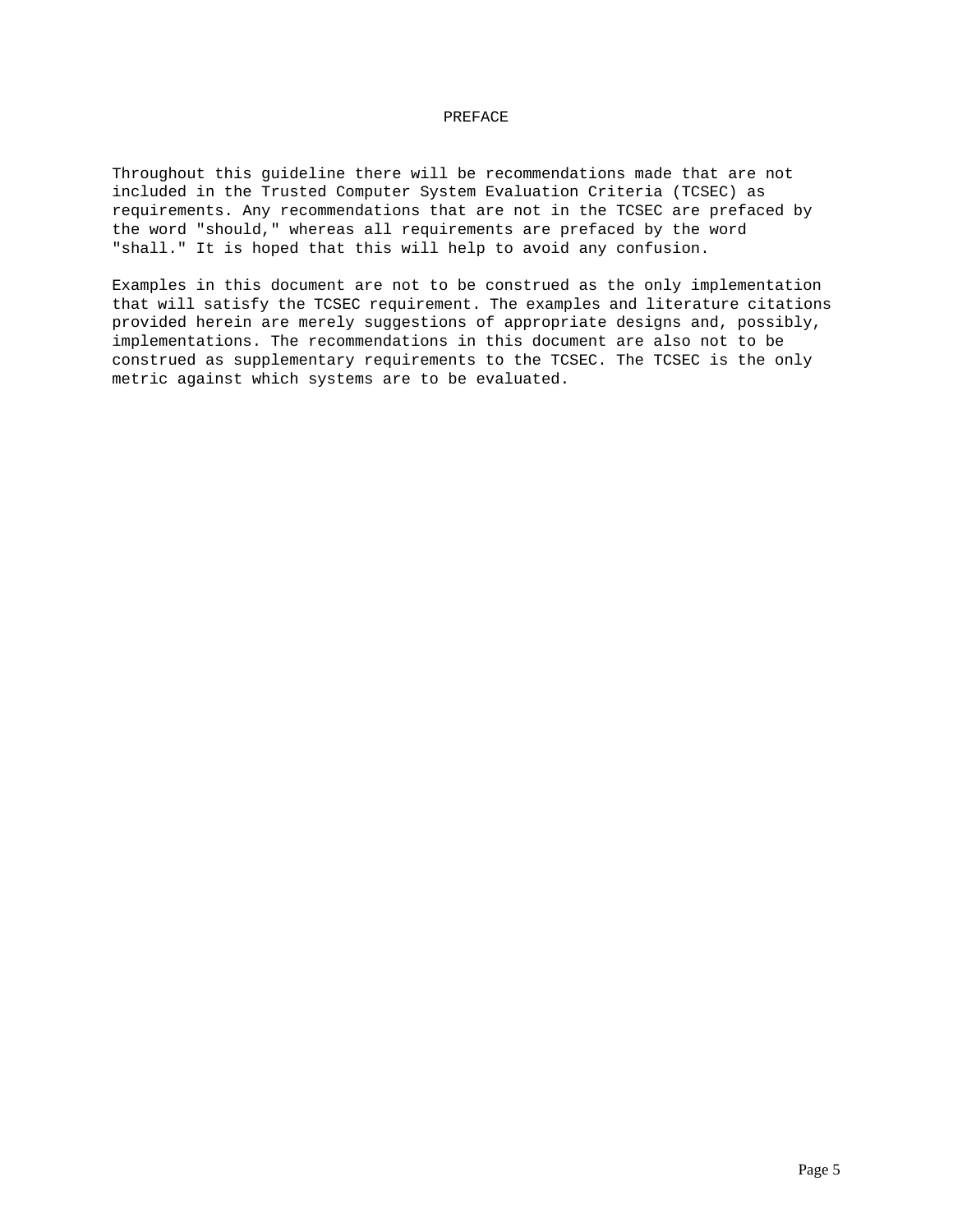# PREFACE

Throughout this guideline there will be recommendations made that are not included in the Trusted Computer System Evaluation Criteria (TCSEC) as requirements. Any recommendations that are not in the TCSEC are prefaced by the word "should," whereas all requirements are prefaced by the word "shall." It is hoped that this will help to avoid any confusion.

Examples in this document are not to be construed as the only implementation that will satisfy the TCSEC requirement. The examples and literature citations provided herein are merely suggestions of appropriate designs and, possibly, implementations. The recommendations in this document are also not to be construed as supplementary requirements to the TCSEC. The TCSEC is the only metric against which systems are to be evaluated.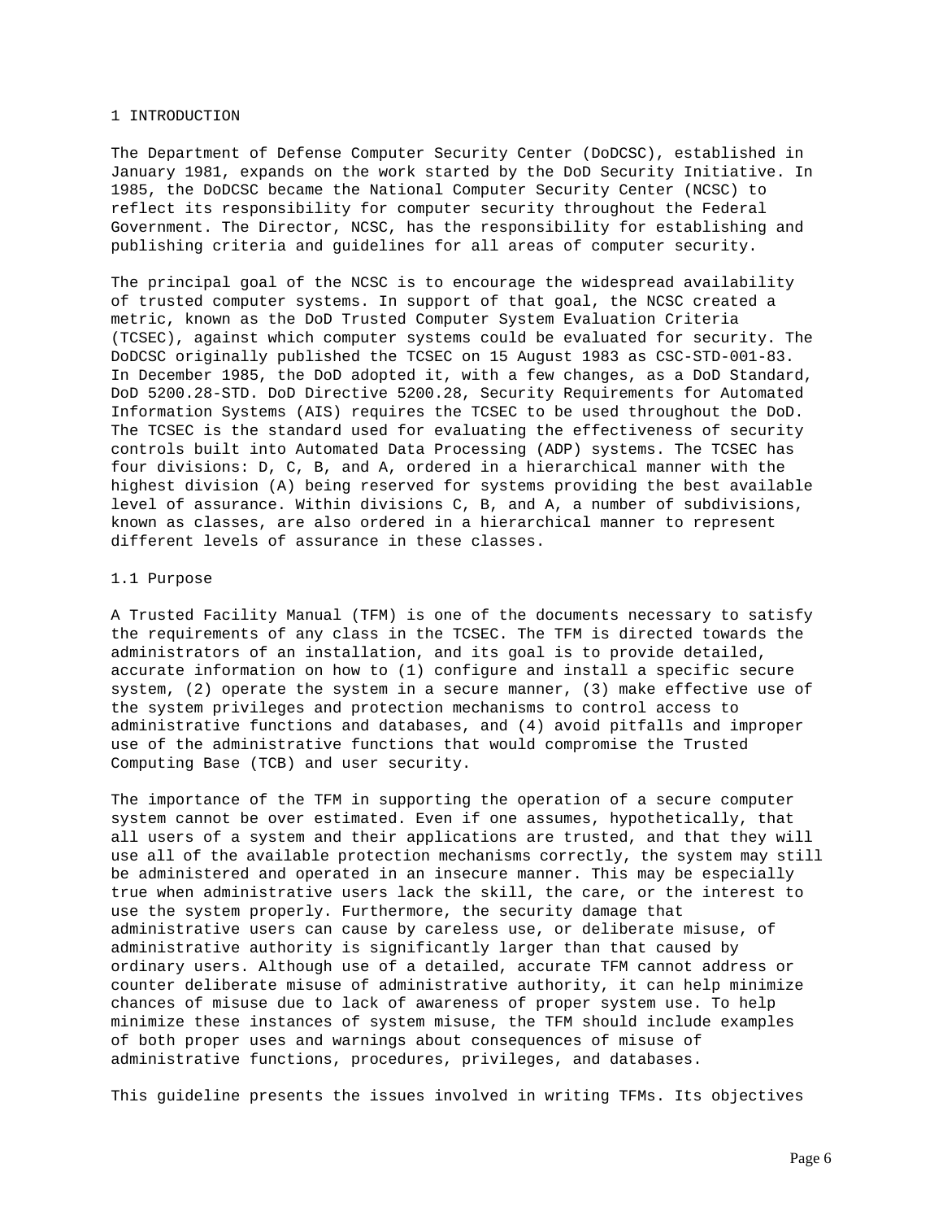# 1 INTRODUCTION

The Department of Defense Computer Security Center (DoDCSC), established in January 1981, expands on the work started by the DoD Security Initiative. In 1985, the DoDCSC became the National Computer Security Center (NCSC) to reflect its responsibility for computer security throughout the Federal Government. The Director, NCSC, has the responsibility for establishing and publishing criteria and guidelines for all areas of computer security.

The principal goal of the NCSC is to encourage the widespread availability of trusted computer systems. In support of that goal, the NCSC created a metric, known as the DoD Trusted Computer System Evaluation Criteria (TCSEC), against which computer systems could be evaluated for security. The DoDCSC originally published the TCSEC on 15 August 1983 as CSC-STD-001-83. In December 1985, the DoD adopted it, with a few changes, as a DoD Standard, DoD 5200.28-STD. DoD Directive 5200.28, Security Requirements for Automated Information Systems (AIS) requires the TCSEC to be used throughout the DoD. The TCSEC is the standard used for evaluating the effectiveness of security controls built into Automated Data Processing (ADP) systems. The TCSEC has four divisions: D, C, B, and A, ordered in a hierarchical manner with the highest division (A) being reserved for systems providing the best available level of assurance. Within divisions C, B, and A, a number of subdivisions, known as classes, are also ordered in a hierarchical manner to represent different levels of assurance in these classes.

## 1.1 Purpose

A Trusted Facility Manual (TFM) is one of the documents necessary to satisfy the requirements of any class in the TCSEC. The TFM is directed towards the administrators of an installation, and its goal is to provide detailed, accurate information on how to (1) configure and install a specific secure system, (2) operate the system in a secure manner, (3) make effective use of the system privileges and protection mechanisms to control access to administrative functions and databases, and (4) avoid pitfalls and improper use of the administrative functions that would compromise the Trusted Computing Base (TCB) and user security.

The importance of the TFM in supporting the operation of a secure computer system cannot be over estimated. Even if one assumes, hypothetically, that all users of a system and their applications are trusted, and that they will use all of the available protection mechanisms correctly, the system may still be administered and operated in an insecure manner. This may be especially true when administrative users lack the skill, the care, or the interest to use the system properly. Furthermore, the security damage that administrative users can cause by careless use, or deliberate misuse, of administrative authority is significantly larger than that caused by ordinary users. Although use of a detailed, accurate TFM cannot address or counter deliberate misuse of administrative authority, it can help minimize chances of misuse due to lack of awareness of proper system use. To help minimize these instances of system misuse, the TFM should include examples of both proper uses and warnings about consequences of misuse of administrative functions, procedures, privileges, and databases.

This guideline presents the issues involved in writing TFMs. Its objectives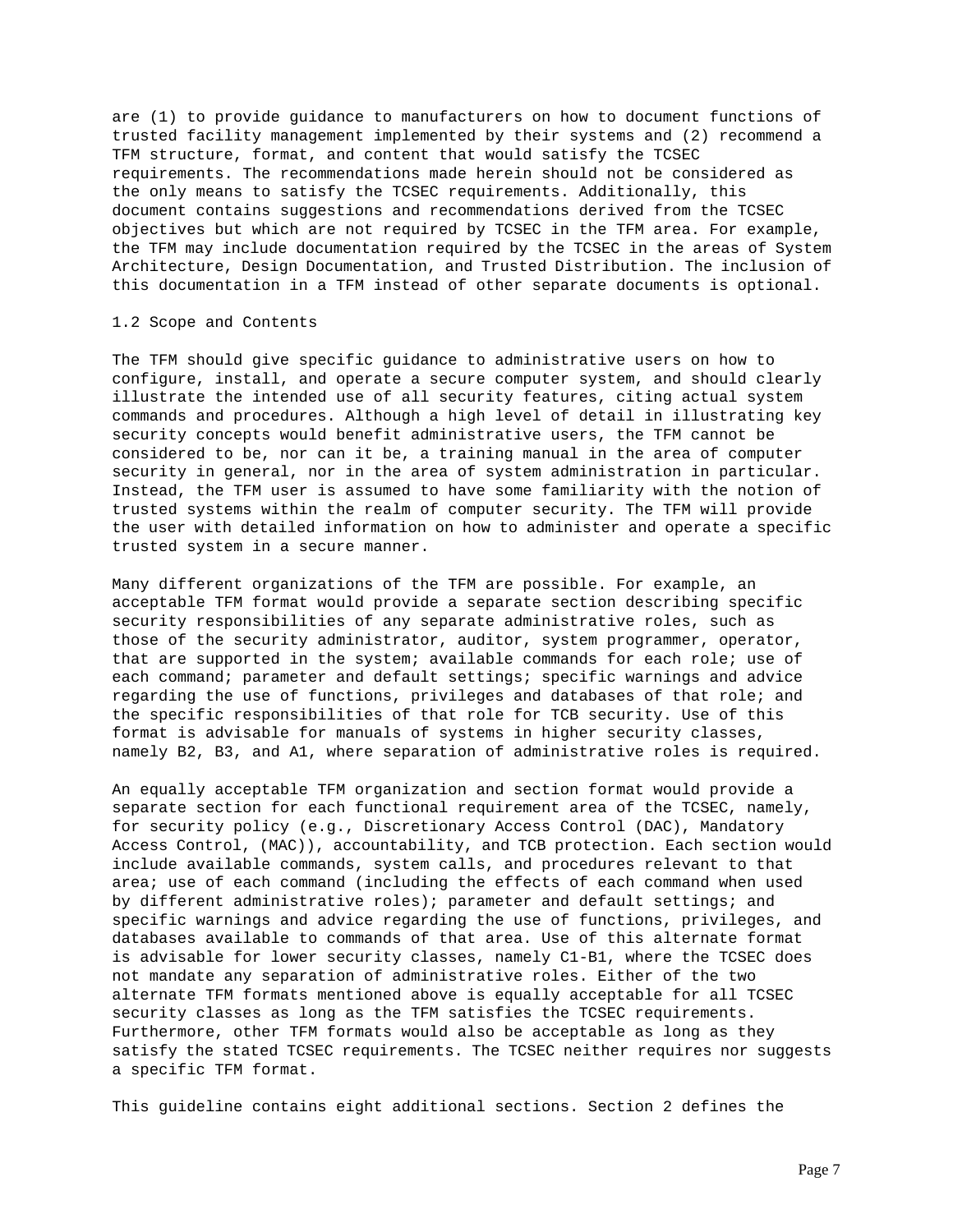are (1) to provide guidance to manufacturers on how to document functions of trusted facility management implemented by their systems and (2) recommend a TFM structure, format, and content that would satisfy the TCSEC requirements. The recommendations made herein should not be considered as the only means to satisfy the TCSEC requirements. Additionally, this document contains suggestions and recommendations derived from the TCSEC objectives but which are not required by TCSEC in the TFM area. For example, the TFM may include documentation required by the TCSEC in the areas of System Architecture, Design Documentation, and Trusted Distribution. The inclusion of this documentation in a TFM instead of other separate documents is optional.

## 1.2 Scope and Contents

The TFM should give specific guidance to administrative users on how to configure, install, and operate a secure computer system, and should clearly illustrate the intended use of all security features, citing actual system commands and procedures. Although a high level of detail in illustrating key security concepts would benefit administrative users, the TFM cannot be considered to be, nor can it be, a training manual in the area of computer security in general, nor in the area of system administration in particular. Instead, the TFM user is assumed to have some familiarity with the notion of trusted systems within the realm of computer security. The TFM will provide the user with detailed information on how to administer and operate a specific trusted system in a secure manner.

Many different organizations of the TFM are possible. For example, an acceptable TFM format would provide a separate section describing specific security responsibilities of any separate administrative roles, such as those of the security administrator, auditor, system programmer, operator, that are supported in the system; available commands for each role; use of each command; parameter and default settings; specific warnings and advice regarding the use of functions, privileges and databases of that role; and the specific responsibilities of that role for TCB security. Use of this format is advisable for manuals of systems in higher security classes, namely B2, B3, and A1, where separation of administrative roles is required.

An equally acceptable TFM organization and section format would provide a separate section for each functional requirement area of the TCSEC, namely, for security policy (e.g., Discretionary Access Control (DAC), Mandatory Access Control, (MAC)), accountability, and TCB protection. Each section would include available commands, system calls, and procedures relevant to that area; use of each command (including the effects of each command when used by different administrative roles); parameter and default settings; and specific warnings and advice regarding the use of functions, privileges, and databases available to commands of that area. Use of this alternate format is advisable for lower security classes, namely C1-B1, where the TCSEC does not mandate any separation of administrative roles. Either of the two alternate TFM formats mentioned above is equally acceptable for all TCSEC security classes as long as the TFM satisfies the TCSEC requirements. Furthermore, other TFM formats would also be acceptable as long as they satisfy the stated TCSEC requirements. The TCSEC neither requires nor suggests a specific TFM format.

This guideline contains eight additional sections. Section 2 defines the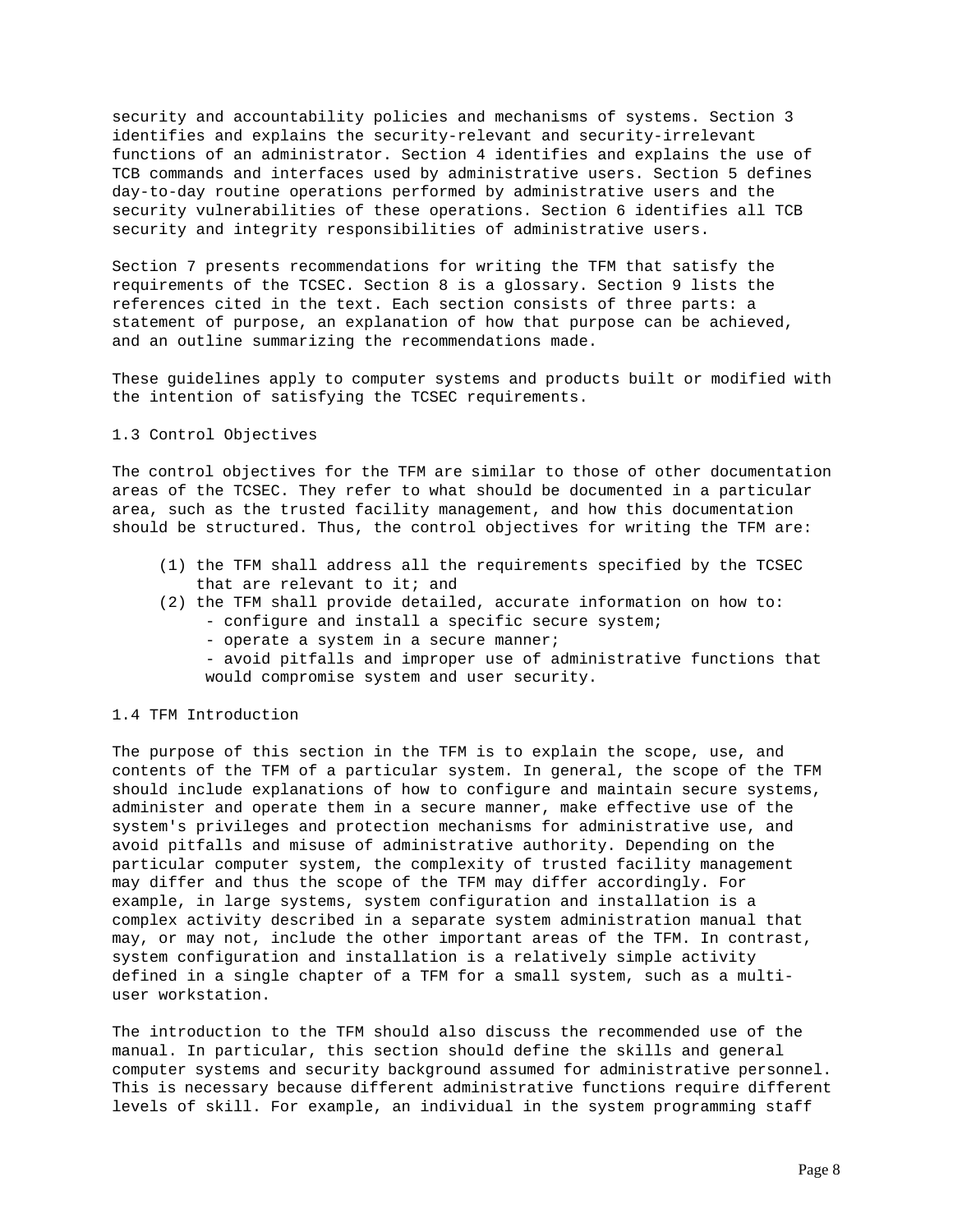security and accountability policies and mechanisms of systems. Section 3 identifies and explains the security-relevant and security-irrelevant functions of an administrator. Section 4 identifies and explains the use of TCB commands and interfaces used by administrative users. Section 5 defines day-to-day routine operations performed by administrative users and the security vulnerabilities of these operations. Section 6 identifies all TCB security and integrity responsibilities of administrative users.

Section 7 presents recommendations for writing the TFM that satisfy the requirements of the TCSEC. Section 8 is a glossary. Section 9 lists the references cited in the text. Each section consists of three parts: a statement of purpose, an explanation of how that purpose can be achieved, and an outline summarizing the recommendations made.

These guidelines apply to computer systems and products built or modified with the intention of satisfying the TCSEC requirements.

## 1.3 Control Objectives

The control objectives for the TFM are similar to those of other documentation areas of the TCSEC. They refer to what should be documented in a particular area, such as the trusted facility management, and how this documentation should be structured. Thus, the control objectives for writing the TFM are:

(1) the TFM shall address all the requirements specified by the TCSEC that are relevant to it; and

(2) the TFM shall provide detailed, accurate information on how to:
   - configure and install a specific secure system;
   - operate a system in a secure manner;
   - avoid pitfalls and improper use of administrative functions that would compromise system and user security.

## 1.4 TFM Introduction

The purpose of this section in the TFM is to explain the scope, use, and contents of the TFM of a particular system. In general, the scope of the TFM should include explanations of how to configure and maintain secure systems, administer and operate them in a secure manner, make effective use of the system's privileges and protection mechanisms for administrative use, and avoid pitfalls and misuse of administrative authority. Depending on the particular computer system, the complexity of trusted facility management may differ and thus the scope of the TFM may differ accordingly. For example, in large systems, system configuration and installation is a complex activity described in a separate system administration manual that may, or may not, include the other important areas of the TFM. In contrast, system configuration and installation is a relatively simple activity defined in a single chapter of a TFM for a small system, such as a multi-user workstation.

The introduction to the TFM should also discuss the recommended use of the manual. In particular, this section should define the skills and general computer systems and security background assumed for administrative personnel. This is necessary because different administrative functions require different levels of skill. For example, an individual in the system programming staff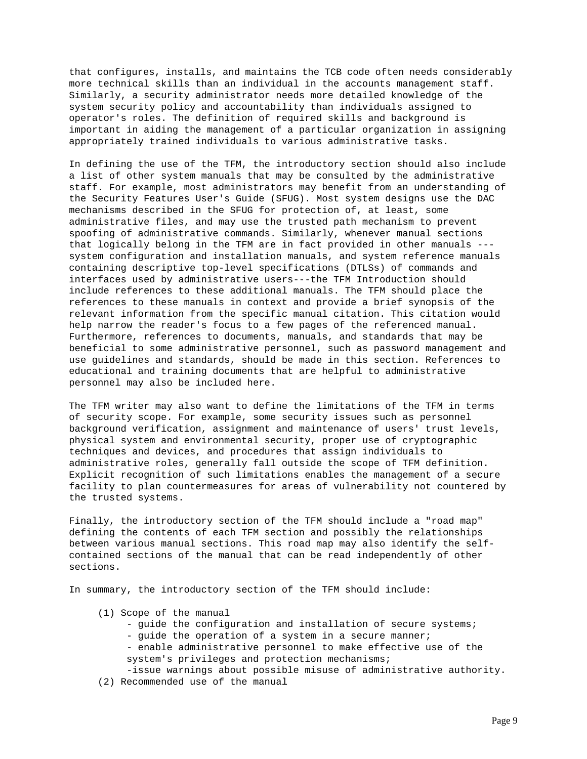that configures, installs, and maintains the TCB code often needs considerably more technical skills than an individual in the accounts management staff. Similarly, a security administrator needs more detailed knowledge of the system security policy and accountability than individuals assigned to operator's roles. The definition of required skills and background is important in aiding the management of a particular organization in assigning appropriately trained individuals to various administrative tasks.

In defining the use of the TFM, the introductory section should also include a list of other system manuals that may be consulted by the administrative staff. For example, most administrators may benefit from an understanding of the Security Features User's Guide (SFUG). Most system designs use the DAC mechanisms described in the SFUG for protection of, at least, some administrative files, and may use the trusted path mechanism to prevent spoofing of administrative commands. Similarly, whenever manual sections that logically belong in the TFM are in fact provided in other manuals ---system configuration and installation manuals, and system reference manuals containing descriptive top-level specifications (DTLSs) of commands and interfaces used by administrative users---the TFM Introduction should include references to these additional manuals. The TFM should place the references to these manuals in context and provide a brief synopsis of the relevant information from the specific manual citation. This citation would help narrow the reader's focus to a few pages of the referenced manual. Furthermore, references to documents, manuals, and standards that may be beneficial to some administrative personnel, such as password management and use guidelines and standards, should be made in this section. References to educational and training documents that are helpful to administrative personnel may also be included here.

The TFM writer may also want to define the limitations of the TFM in terms of security scope. For example, some security issues such as personnel background verification, assignment and maintenance of users' trust levels, physical system and environmental security, proper use of cryptographic techniques and devices, and procedures that assign individuals to administrative roles, generally fall outside the scope of TFM definition. Explicit recognition of such limitations enables the management of a secure facility to plan countermeasures for areas of vulnerability not countered by the trusted systems.

Finally, the introductory section of the TFM should include a "road map" defining the contents of each TFM section and possibly the relationships between various manual sections. This road map may also identify the self-contained sections of the manual that can be read independently of other sections.

In summary, the introductory section of the TFM should include:

(1) Scope of the manual
- guide the configuration and installation of secure systems;
- guide the operation of a system in a secure manner;
- enable administrative personnel to make effective use of the system's privileges and protection mechanisms;
- issue warnings about possible misuse of administrative authority.

(2) Recommended use of the manual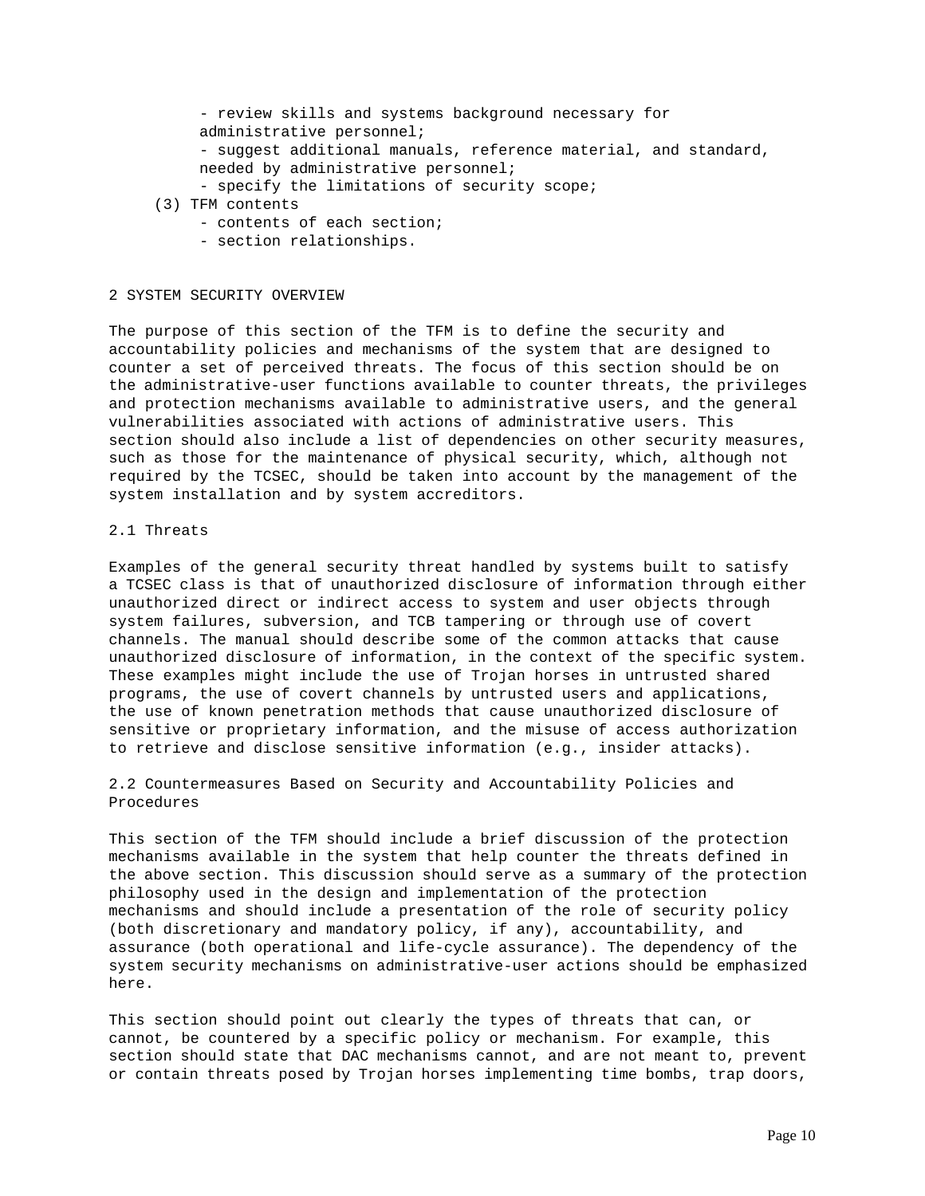- review skills and systems background necessary for administrative personnel;
- suggest additional manuals, reference material, and standard, needed by administrative personnel;
- specify the limitations of security scope;

(3) TFM contents

- contents of each section;
- section relationships.

## 2 SYSTEM SECURITY OVERVIEW

The purpose of this section of the TFM is to define the security and accountability policies and mechanisms of the system that are designed to counter a set of perceived threats. The focus of this section should be on the administrative-user functions available to counter threats, the privileges and protection mechanisms available to administrative users, and the general vulnerabilities associated with actions of administrative users. This section should also include a list of dependencies on other security measures, such as those for the maintenance of physical security, which, although not required by the TCSEC, should be taken into account by the management of the system installation and by system accreditors.

### 2.1 Threats

Examples of the general security threat handled by systems built to satisfy a TCSEC class is that of unauthorized disclosure of information through either unauthorized direct or indirect access to system and user objects through system failures, subversion, and TCB tampering or through use of covert channels. The manual should describe some of the common attacks that cause unauthorized disclosure of information, in the context of the specific system. These examples might include the use of Trojan horses in untrusted shared programs, the use of covert channels by untrusted users and applications, the use of known penetration methods that cause unauthorized disclosure of sensitive or proprietary information, and the misuse of access authorization to retrieve and disclose sensitive information (e.g., insider attacks).

### 2.2 Countermeasures Based on Security and Accountability Policies and Procedures

This section of the TFM should include a brief discussion of the protection mechanisms available in the system that help counter the threats defined in the above section. This discussion should serve as a summary of the protection philosophy used in the design and implementation of the protection mechanisms and should include a presentation of the role of security policy (both discretionary and mandatory policy, if any), accountability, and assurance (both operational and life-cycle assurance). The dependency of the system security mechanisms on administrative-user actions should be emphasized here.

This section should point out clearly the types of threats that can, or cannot, be countered by a specific policy or mechanism. For example, this section should state that DAC mechanisms cannot, and are not meant to, prevent or contain threats posed by Trojan horses implementing time bombs, trap doors,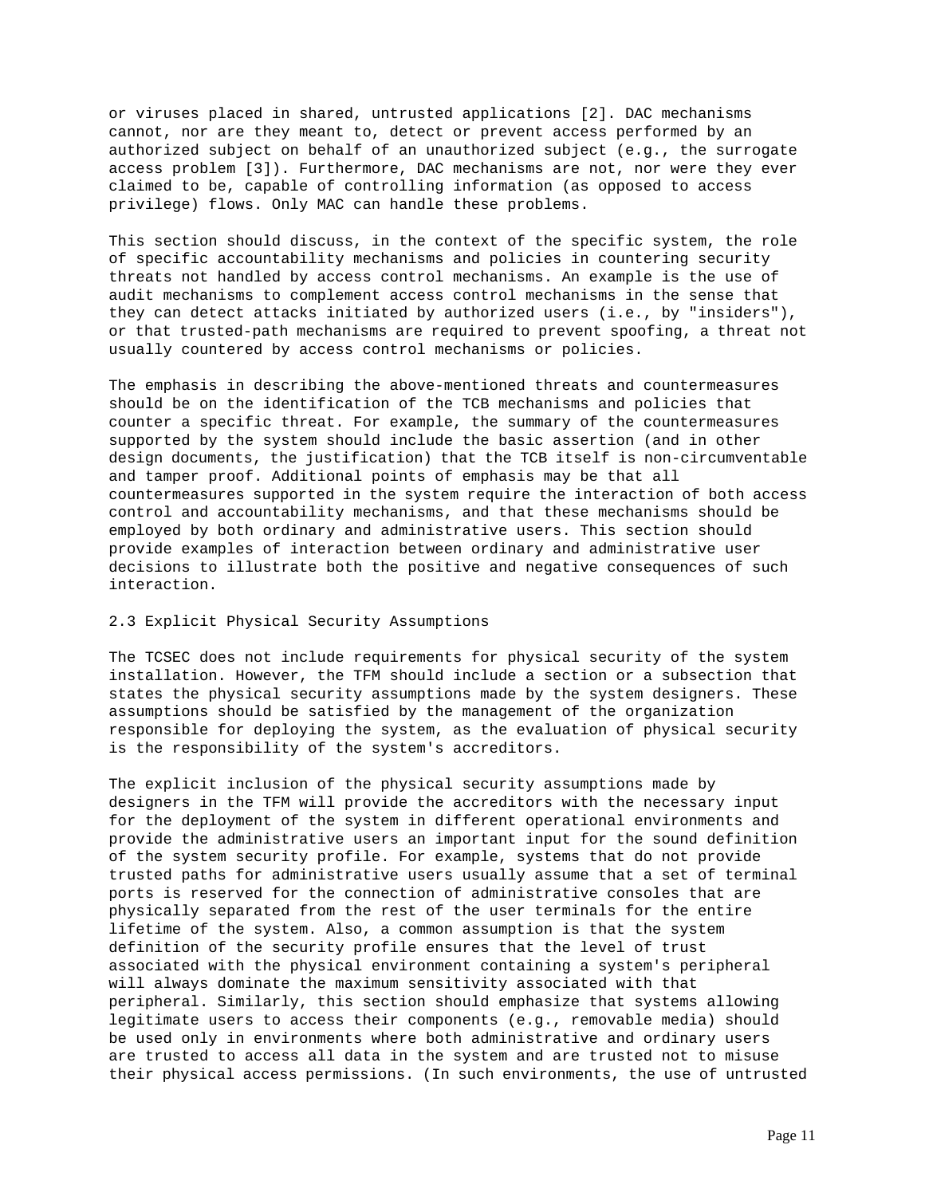or viruses placed in shared, untrusted applications [2]. DAC mechanisms cannot, nor are they meant to, detect or prevent access performed by an authorized subject on behalf of an unauthorized subject (e.g., the surrogate access problem [3]). Furthermore, DAC mechanisms are not, nor were they ever claimed to be, capable of controlling information (as opposed to access privilege) flows. Only MAC can handle these problems.

This section should discuss, in the context of the specific system, the role of specific accountability mechanisms and policies in countering security threats not handled by access control mechanisms. An example is the use of audit mechanisms to complement access control mechanisms in the sense that they can detect attacks initiated by authorized users (i.e., by "insiders"), or that trusted-path mechanisms are required to prevent spoofing, a threat not usually countered by access control mechanisms or policies.

The emphasis in describing the above-mentioned threats and countermeasures should be on the identification of the TCB mechanisms and policies that counter a specific threat. For example, the summary of the countermeasures supported by the system should include the basic assertion (and in other design documents, the justification) that the TCB itself is non-circumventable and tamper proof. Additional points of emphasis may be that all countermeasures supported in the system require the interaction of both access control and accountability mechanisms, and that these mechanisms should be employed by both ordinary and administrative users. This section should provide examples of interaction between ordinary and administrative user decisions to illustrate both the positive and negative consequences of such interaction.

## 2.3 Explicit Physical Security Assumptions

The TCSEC does not include requirements for physical security of the system installation. However, the TFM should include a section or a subsection that states the physical security assumptions made by the system designers. These assumptions should be satisfied by the management of the organization responsible for deploying the system, as the evaluation of physical security is the responsibility of the system's accreditors.

The explicit inclusion of the physical security assumptions made by designers in the TFM will provide the accreditors with the necessary input for the deployment of the system in different operational environments and provide the administrative users an important input for the sound definition of the system security profile. For example, systems that do not provide trusted paths for administrative users usually assume that a set of terminal ports is reserved for the connection of administrative consoles that are physically separated from the rest of the user terminals for the entire lifetime of the system. Also, a common assumption is that the system definition of the security profile ensures that the level of trust associated with the physical environment containing a system's peripheral will always dominate the maximum sensitivity associated with that peripheral. Similarly, this section should emphasize that systems allowing legitimate users to access their components (e.g., removable media) should be used only in environments where both administrative and ordinary users are trusted to access all data in the system and are trusted not to misuse their physical access permissions. (In such environments, the use of untrusted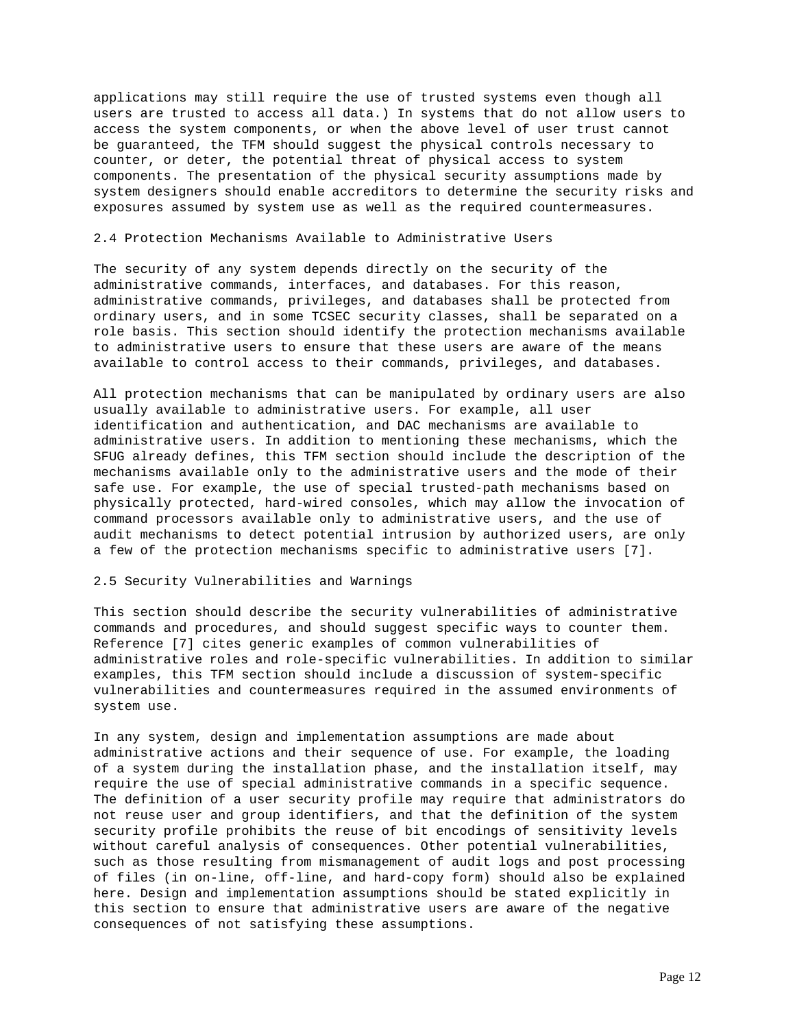applications may still require the use of trusted systems even though all users are trusted to access all data.) In systems that do not allow users to access the system components, or when the above level of user trust cannot be guaranteed, the TFM should suggest the physical controls necessary to counter, or deter, the potential threat of physical access to system components. The presentation of the physical security assumptions made by system designers should enable accreditors to determine the security risks and exposures assumed by system use as well as the required countermeasures.

## 2.4 Protection Mechanisms Available to Administrative Users

The security of any system depends directly on the security of the administrative commands, interfaces, and databases. For this reason, administrative commands, privileges, and databases shall be protected from ordinary users, and in some TCSEC security classes, shall be separated on a role basis. This section should identify the protection mechanisms available to administrative users to ensure that these users are aware of the means available to control access to their commands, privileges, and databases.

All protection mechanisms that can be manipulated by ordinary users are also usually available to administrative users. For example, all user identification and authentication, and DAC mechanisms are available to administrative users. In addition to mentioning these mechanisms, which the SFUG already defines, this TFM section should include the description of the mechanisms available only to the administrative users and the mode of their safe use. For example, the use of special trusted-path mechanisms based on physically protected, hard-wired consoles, which may allow the invocation of command processors available only to administrative users, and the use of audit mechanisms to detect potential intrusion by authorized users, are only a few of the protection mechanisms specific to administrative users [7].

## 2.5 Security Vulnerabilities and Warnings

This section should describe the security vulnerabilities of administrative commands and procedures, and should suggest specific ways to counter them. Reference [7] cites generic examples of common vulnerabilities of administrative roles and role-specific vulnerabilities. In addition to similar examples, this TFM section should include a discussion of system-specific vulnerabilities and countermeasures required in the assumed environments of system use.

In any system, design and implementation assumptions are made about administrative actions and their sequence of use. For example, the loading of a system during the installation phase, and the installation itself, may require the use of special administrative commands in a specific sequence. The definition of a user security profile may require that administrators do not reuse user and group identifiers, and that the definition of the system security profile prohibits the reuse of bit encodings of sensitivity levels without careful analysis of consequences. Other potential vulnerabilities, such as those resulting from mismanagement of audit logs and post processing of files (in on-line, off-line, and hard-copy form) should also be explained here. Design and implementation assumptions should be stated explicitly in this section to ensure that administrative users are aware of the negative consequences of not satisfying these assumptions.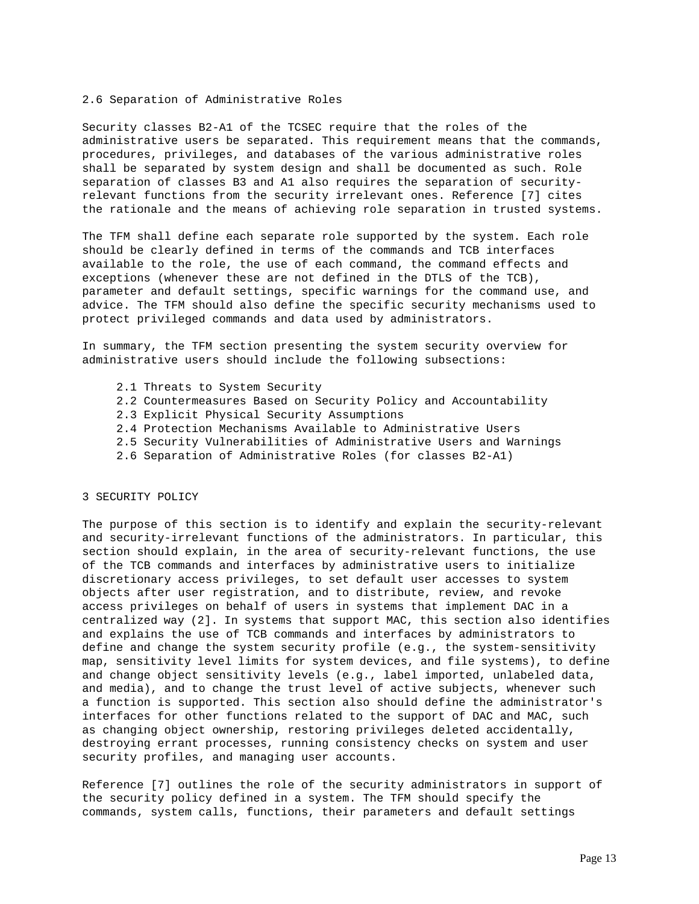## 2.6 Separation of Administrative Roles

Security classes B2-A1 of the TCSEC require that the roles of the administrative users be separated. This requirement means that the commands, procedures, privileges, and databases of the various administrative roles shall be separated by system design and shall be documented as such. Role separation of classes B3 and A1 also requires the separation of security-relevant functions from the security irrelevant ones. Reference [7] cites the rationale and the means of achieving role separation in trusted systems.

The TFM shall define each separate role supported by the system. Each role should be clearly defined in terms of the commands and TCB interfaces available to the role, the use of each command, the command effects and exceptions (whenever these are not defined in the DTLS of the TCB), parameter and default settings, specific warnings for the command use, and advice. The TFM should also define the specific security mechanisms used to protect privileged commands and data used by administrators.

In summary, the TFM section presenting the system security overview for administrative users should include the following subsections:

- 2.1 Threats to System Security
- 2.2 Countermeasures Based on Security Policy and Accountability
- 2.3 Explicit Physical Security Assumptions
- 2.4 Protection Mechanisms Available to Administrative Users
- 2.5 Security Vulnerabilities of Administrative Users and Warnings
- 2.6 Separation of Administrative Roles (for classes B2-A1)

# 3 SECURITY POLICY

The purpose of this section is to identify and explain the security-relevant and security-irrelevant functions of the administrators. In particular, this section should explain, in the area of security-relevant functions, the use of the TCB commands and interfaces by administrative users to initialize discretionary access privileges, to set default user accesses to system objects after user registration, and to distribute, review, and revoke access privileges on behalf of users in systems that implement DAC in a centralized way (2]. In systems that support MAC, this section also identifies and explains the use of TCB commands and interfaces by administrators to define and change the system security profile (e.g., the system-sensitivity map, sensitivity level limits for system devices, and file systems), to define and change object sensitivity levels (e.g., label imported, unlabeled data, and media), and to change the trust level of active subjects, whenever such a function is supported. This section also should define the administrator's interfaces for other functions related to the support of DAC and MAC, such as changing object ownership, restoring privileges deleted accidentally, destroying errant processes, running consistency checks on system and user security profiles, and managing user accounts.

Reference [7] outlines the role of the security administrators in support of the security policy defined in a system. The TFM should specify the commands, system calls, functions, their parameters and default settings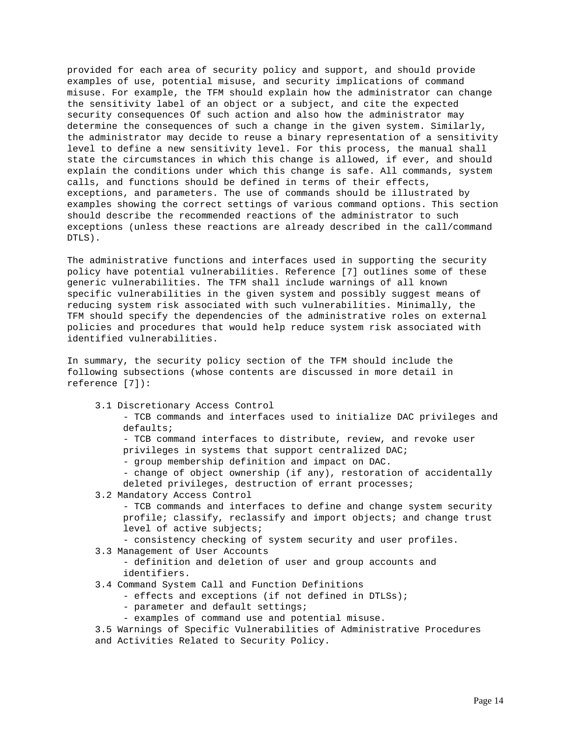provided for each area of security policy and support, and should provide examples of use, potential misuse, and security implications of command misuse. For example, the TFM should explain how the administrator can change the sensitivity label of an object or a subject, and cite the expected security consequences Of such action and also how the administrator may determine the consequences of such a change in the given system. Similarly, the administrator may decide to reuse a binary representation of a sensitivity level to define a new sensitivity level. For this process, the manual shall state the circumstances in which this change is allowed, if ever, and should explain the conditions under which this change is safe. All commands, system calls, and functions should be defined in terms of their effects, exceptions, and parameters. The use of commands should be illustrated by examples showing the correct settings of various command options. This section should describe the recommended reactions of the administrator to such exceptions (unless these reactions are already described in the call/command DTLS).

The administrative functions and interfaces used in supporting the security policy have potential vulnerabilities. Reference [7] outlines some of these generic vulnerabilities. The TFM shall include warnings of all known specific vulnerabilities in the given system and possibly suggest means of reducing system risk associated with such vulnerabilities. Minimally, the TFM should specify the dependencies of the administrative roles on external policies and procedures that would help reduce system risk associated with identified vulnerabilities.

In summary, the security policy section of the TFM should include the following subsections (whose contents are discussed in more detail in reference [7]):

- 3.1 Discretionary Access Control
  - TCB commands and interfaces used to initialize DAC privileges and defaults;
  - TCB command interfaces to distribute, review, and revoke user privileges in systems that support centralized DAC;
  - group membership definition and impact on DAC.
  - change of object ownership (if any), restoration of accidentally deleted privileges, destruction of errant processes;
- 3.2 Mandatory Access Control
  - TCB commands and interfaces to define and change system security profile; classify, reclassify and import objects; and change trust level of active subjects;
  - consistency checking of system security and user profiles.
- 3.3 Management of User Accounts
  - definition and deletion of user and group accounts and identifiers.
- 3.4 Command System Call and Function Definitions
  - effects and exceptions (if not defined in DTLSs);
  - parameter and default settings;
  - examples of command use and potential misuse.
- 3.5 Warnings of Specific Vulnerabilities of Administrative Procedures and Activities Related to Security Policy.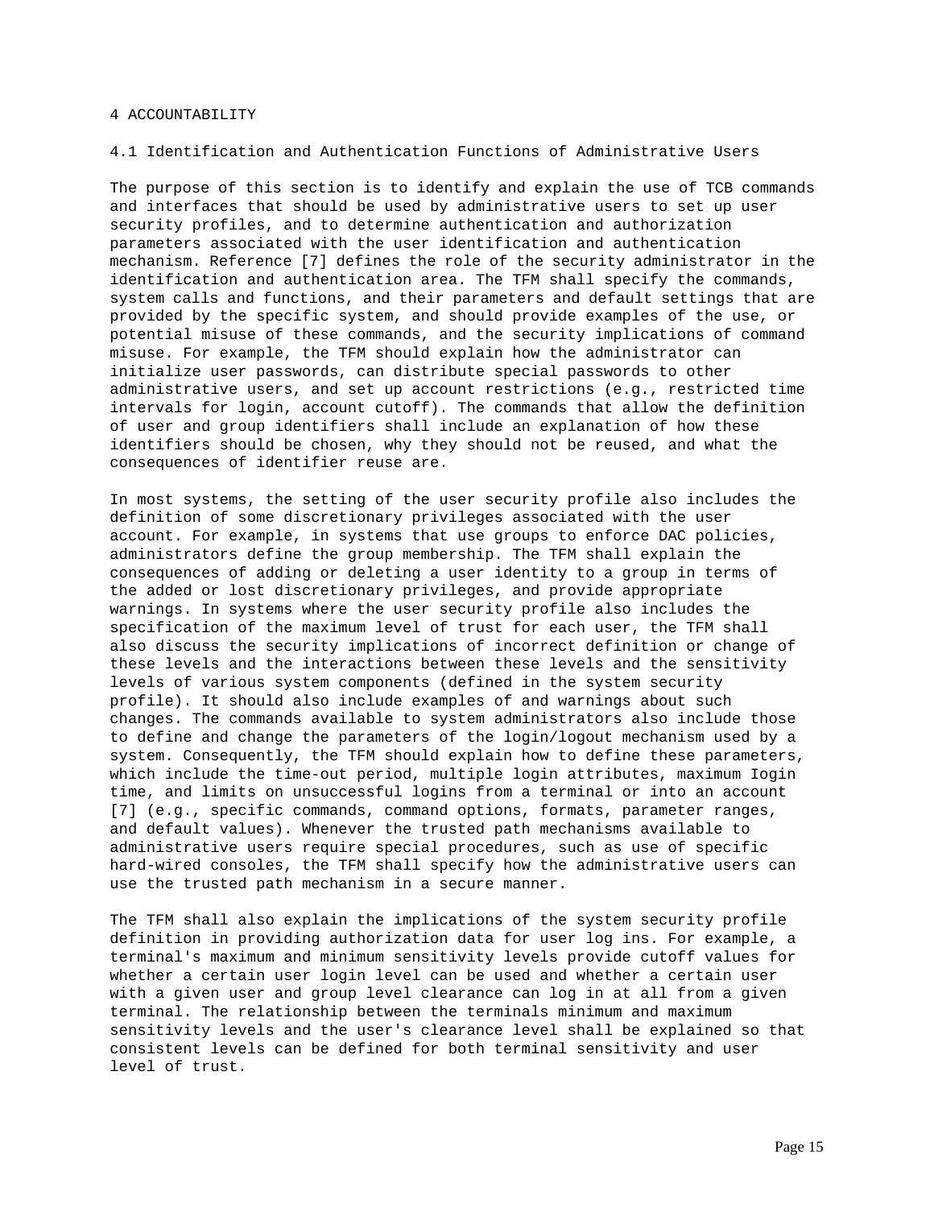# 4 ACCOUNTABILITY

## 4.1 Identification and Authentication Functions of Administrative Users

The purpose of this section is to identify and explain the use of TCB commands and interfaces that should be used by administrative users to set up user security profiles, and to determine authentication and authorization parameters associated with the user identification and authentication mechanism. Reference [7] defines the role of the security administrator in the identification and authentication area. The TFM shall specify the commands, system calls and functions, and their parameters and default settings that are provided by the specific system, and should provide examples of the use, or potential misuse of these commands, and the security implications of command misuse. For example, the TFM should explain how the administrator can initialize user passwords, can distribute special passwords to other administrative users, and set up account restrictions (e.g., restricted time intervals for login, account cutoff). The commands that allow the definition of user and group identifiers shall include an explanation of how these identifiers should be chosen, why they should not be reused, and what the consequences of identifier reuse are.

In most systems, the setting of the user security profile also includes the definition of some discretionary privileges associated with the user account. For example, in systems that use groups to enforce DAC policies, administrators define the group membership. The TFM shall explain the consequences of adding or deleting a user identity to a group in terms of the added or lost discretionary privileges, and provide appropriate warnings. In systems where the user security profile also includes the specification of the maximum level of trust for each user, the TFM shall also discuss the security implications of incorrect definition or change of these levels and the interactions between these levels and the sensitivity levels of various system components (defined in the system security profile). It should also include examples of and warnings about such changes. The commands available to system administrators also include those to define and change the parameters of the login/logout mechanism used by a system. Consequently, the TFM should explain how to define these parameters, which include the time-out period, multiple login attributes, maximum Iogin time, and limits on unsuccessful logins from a terminal or into an account [7] (e.g., specific commands, command options, formats, parameter ranges, and default values). Whenever the trusted path mechanisms available to administrative users require special procedures, such as use of specific hard-wired consoles, the TFM shall specify how the administrative users can use the trusted path mechanism in a secure manner.

The TFM shall also explain the implications of the system security profile definition in providing authorization data for user log ins. For example, a terminal's maximum and minimum sensitivity levels provide cutoff values for whether a certain user login level can be used and whether a certain user with a given user and group level clearance can log in at all from a given terminal. The relationship between the terminals minimum and maximum sensitivity levels and the user's clearance level shall be explained so that consistent levels can be defined for both terminal sensitivity and user level of trust.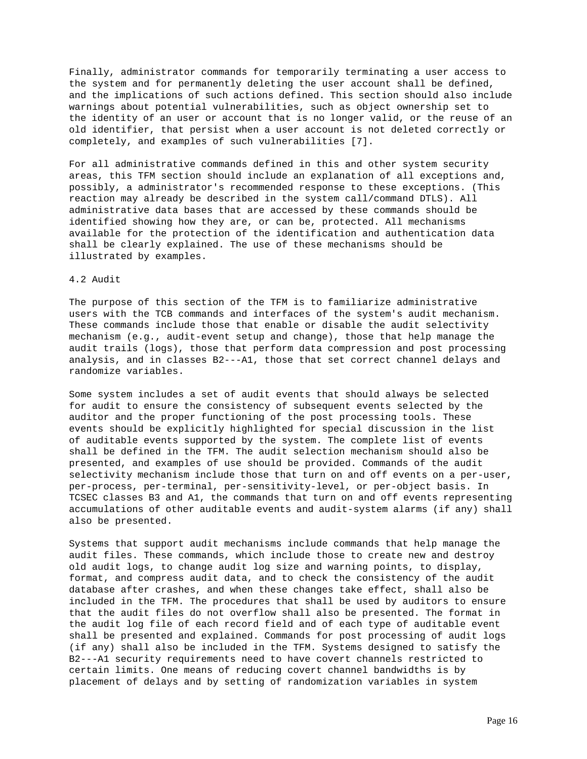Finally, administrator commands for temporarily terminating a user access to the system and for permanently deleting the user account shall be defined, and the implications of such actions defined. This section should also include warnings about potential vulnerabilities, such as object ownership set to the identity of an user or account that is no longer valid, or the reuse of an old identifier, that persist when a user account is not deleted correctly or completely, and examples of such vulnerabilities [7].

For all administrative commands defined in this and other system security areas, this TFM section should include an explanation of all exceptions and, possibly, a administrator's recommended response to these exceptions. (This reaction may already be described in the system call/command DTLS). All administrative data bases that are accessed by these commands should be identified showing how they are, or can be, protected. All mechanisms available for the protection of the identification and authentication data shall be clearly explained. The use of these mechanisms should be illustrated by examples.

## 4.2 Audit

The purpose of this section of the TFM is to familiarize administrative users with the TCB commands and interfaces of the system's audit mechanism. These commands include those that enable or disable the audit selectivity mechanism (e.g., audit-event setup and change), those that help manage the audit trails (logs), those that perform data compression and post processing analysis, and in classes B2---A1, those that set correct channel delays and randomize variables.

Some system includes a set of audit events that should always be selected for audit to ensure the consistency of subsequent events selected by the auditor and the proper functioning of the post processing tools. These events should be explicitly highlighted for special discussion in the list of auditable events supported by the system. The complete list of events shall be defined in the TFM. The audit selection mechanism should also be presented, and examples of use should be provided. Commands of the audit selectivity mechanism include those that turn on and off events on a per-user, per-process, per-terminal, per-sensitivity-level, or per-object basis. In TCSEC classes B3 and A1, the commands that turn on and off events representing accumulations of other auditable events and audit-system alarms (if any) shall also be presented.

Systems that support audit mechanisms include commands that help manage the audit files. These commands, which include those to create new and destroy old audit logs, to change audit log size and warning points, to display, format, and compress audit data, and to check the consistency of the audit database after crashes, and when these changes take effect, shall also be included in the TFM. The procedures that shall be used by auditors to ensure that the audit files do not overflow shall also be presented. The format in the audit log file of each record field and of each type of auditable event shall be presented and explained. Commands for post processing of audit logs (if any) shall also be included in the TFM. Systems designed to satisfy the B2---A1 security requirements need to have covert channels restricted to certain limits. One means of reducing covert channel bandwidths is by placement of delays and by setting of randomization variables in system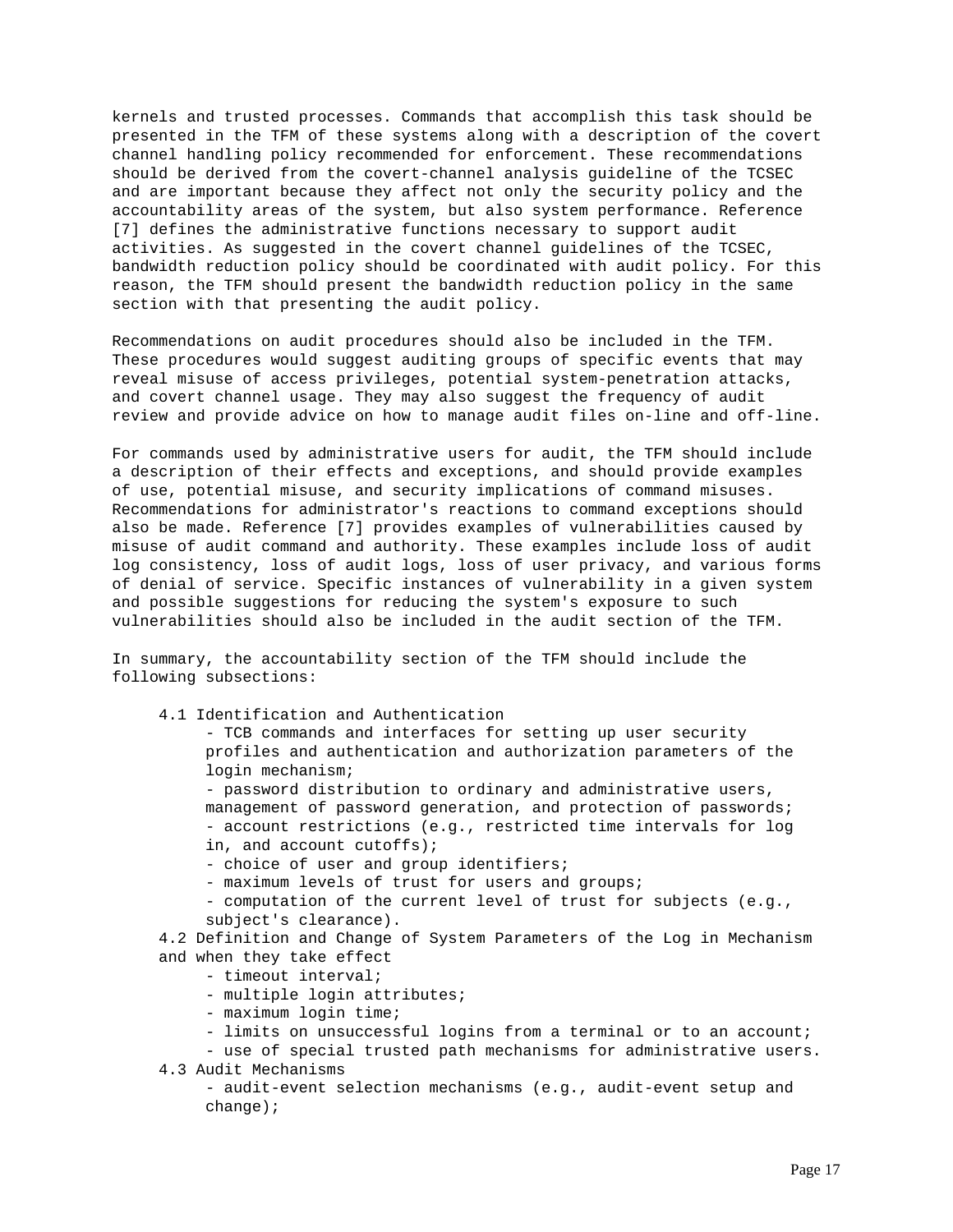kernels and trusted processes. Commands that accomplish this task should be presented in the TFM of these systems along with a description of the covert channel handling policy recommended for enforcement. These recommendations should be derived from the covert-channel analysis guideline of the TCSEC and are important because they affect not only the security policy and the accountability areas of the system, but also system performance. Reference [7] defines the administrative functions necessary to support audit activities. As suggested in the covert channel guidelines of the TCSEC, bandwidth reduction policy should be coordinated with audit policy. For this reason, the TFM should present the bandwidth reduction policy in the same section with that presenting the audit policy.

Recommendations on audit procedures should also be included in the TFM. These procedures would suggest auditing groups of specific events that may reveal misuse of access privileges, potential system-penetration attacks, and covert channel usage. They may also suggest the frequency of audit review and provide advice on how to manage audit files on-line and off-line.

For commands used by administrative users for audit, the TFM should include a description of their effects and exceptions, and should provide examples of use, potential misuse, and security implications of command misuses. Recommendations for administrator's reactions to command exceptions should also be made. Reference [7] provides examples of vulnerabilities caused by misuse of audit command and authority. These examples include loss of audit log consistency, loss of audit logs, loss of user privacy, and various forms of denial of service. Specific instances of vulnerability in a given system and possible suggestions for reducing the system's exposure to such vulnerabilities should also be included in the audit section of the TFM.

In summary, the accountability section of the TFM should include the following subsections:

4.1 Identification and Authentication
- TCB commands and interfaces for setting up user security profiles and authentication and authorization parameters of the login mechanism;
- password distribution to ordinary and administrative users, management of password generation, and protection of passwords;
- account restrictions (e.g., restricted time intervals for log in, and account cutoffs);
- choice of user and group identifiers;
- maximum levels of trust for users and groups;
- computation of the current level of trust for subjects (e.g., subject's clearance).

4.2 Definition and Change of System Parameters of the Log in Mechanism and when they take effect
- timeout interval;
- multiple login attributes;
- maximum login time;
- limits on unsuccessful logins from a terminal or to an account;
- use of special trusted path mechanisms for administrative users.

4.3 Audit Mechanisms
- audit-event selection mechanisms (e.g., audit-event setup and change);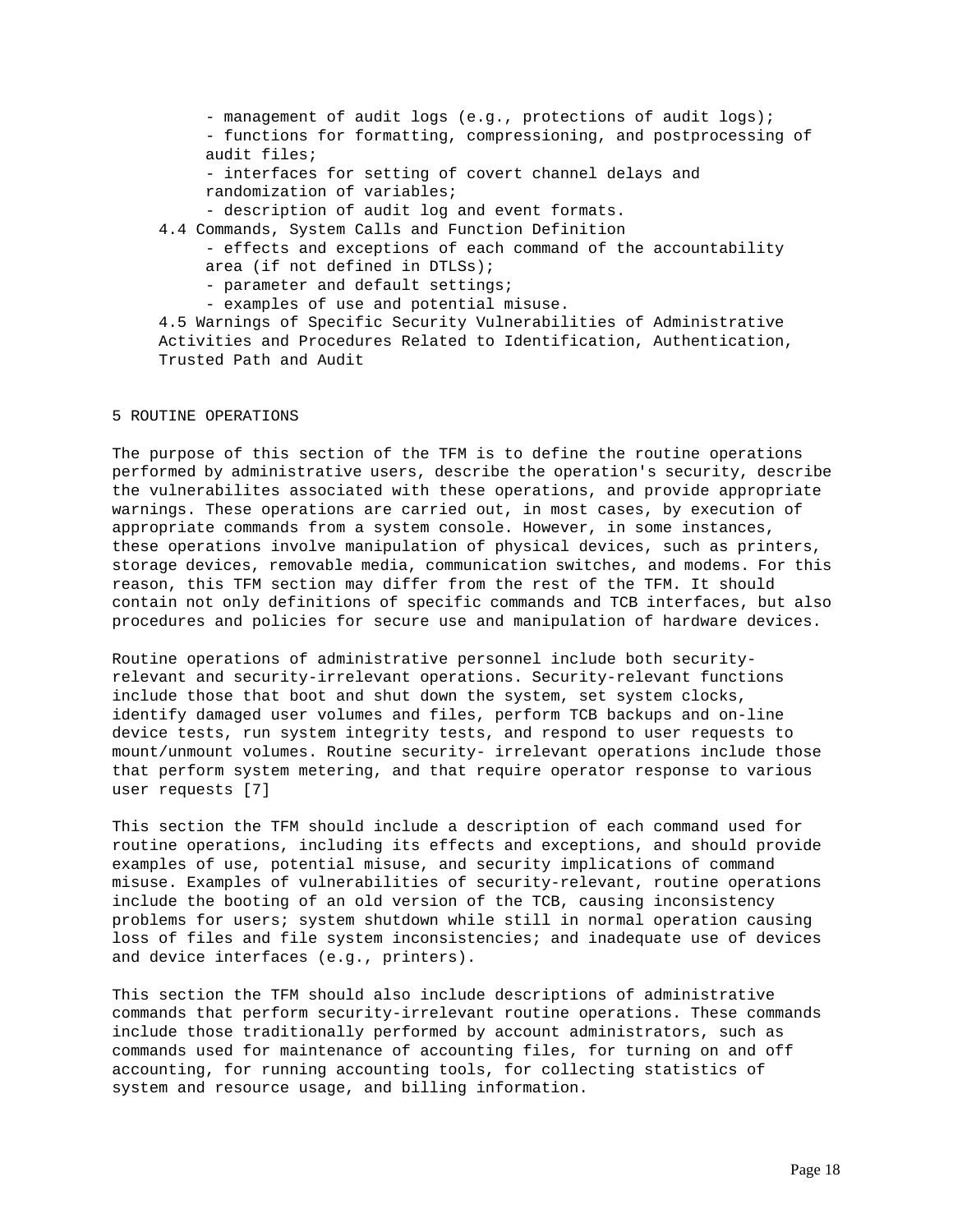- management of audit logs (e.g., protections of audit logs);
- functions for formatting, compressioning, and postprocessing of audit files;
- interfaces for setting of covert channel delays and randomization of variables;
- description of audit log and event formats.

4.4 Commands, System Calls and Function Definition

- effects and exceptions of each command of the accountability area (if not defined in DTLSs);
- parameter and default settings;
- examples of use and potential misuse.

4.5 Warnings of Specific Security Vulnerabilities of Administrative Activities and Procedures Related to Identification, Authentication, Trusted Path and Audit

## 5 ROUTINE OPERATIONS

The purpose of this section of the TFM is to define the routine operations performed by administrative users, describe the operation's security, describe the vulnerabilites associated with these operations, and provide appropriate warnings. These operations are carried out, in most cases, by execution of appropriate commands from a system console. However, in some instances, these operations involve manipulation of physical devices, such as printers, storage devices, removable media, communication switches, and modems. For this reason, this TFM section may differ from the rest of the TFM. It should contain not only definitions of specific commands and TCB interfaces, but also procedures and policies for secure use and manipulation of hardware devices.

Routine operations of administrative personnel include both security-relevant and security-irrelevant operations. Security-relevant functions include those that boot and shut down the system, set system clocks, identify damaged user volumes and files, perform TCB backups and on-line device tests, run system integrity tests, and respond to user requests to mount/unmount volumes. Routine security- irrelevant operations include those that perform system metering, and that require operator response to various user requests [7]

This section the TFM should include a description of each command used for routine operations, including its effects and exceptions, and should provide examples of use, potential misuse, and security implications of command misuse. Examples of vulnerabilities of security-relevant, routine operations include the booting of an old version of the TCB, causing inconsistency problems for users; system shutdown while still in normal operation causing loss of files and file system inconsistencies; and inadequate use of devices and device interfaces (e.g., printers).

This section the TFM should also include descriptions of administrative commands that perform security-irrelevant routine operations. These commands include those traditionally performed by account administrators, such as commands used for maintenance of accounting files, for turning on and off accounting, for running accounting tools, for collecting statistics of system and resource usage, and billing information.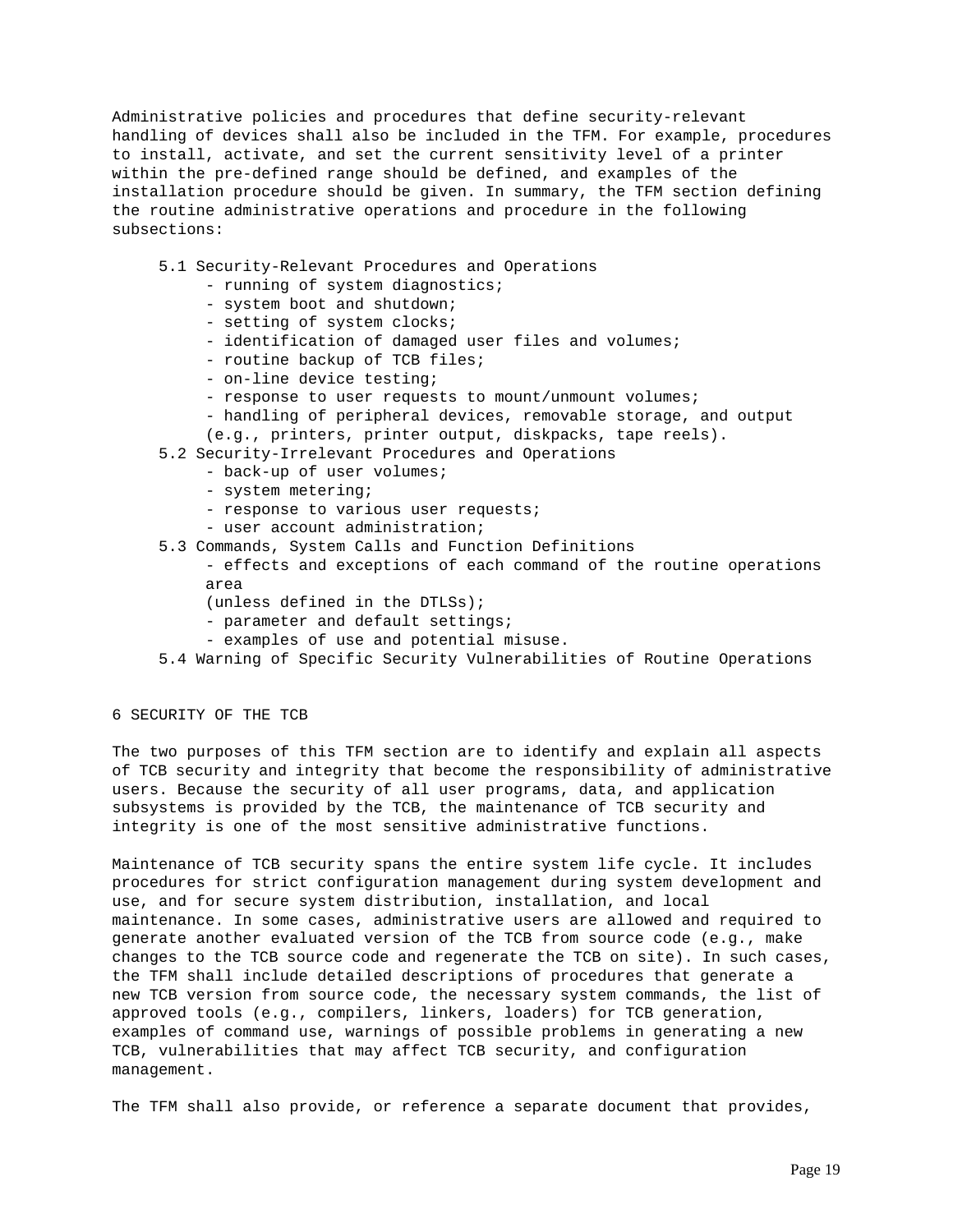Administrative policies and procedures that define security-relevant handling of devices shall also be included in the TFM. For example, procedures to install, activate, and set the current sensitivity level of a printer within the pre-defined range should be defined, and examples of the installation procedure should be given. In summary, the TFM section defining the routine administrative operations and procedure in the following subsections:

- 5.1 Security-Relevant Procedures and Operations
  - running of system diagnostics;
  - system boot and shutdown;
  - setting of system clocks;
  - identification of damaged user files and volumes;
  - routine backup of TCB files;
  - on-line device testing;
  - response to user requests to mount/unmount volumes;
  - handling of peripheral devices, removable storage, and output (e.g., printers, printer output, diskpacks, tape reels).
- 5.2 Security-Irrelevant Procedures and Operations
  - back-up of user volumes;
  - system metering;
  - response to various user requests;
  - user account administration;
- 5.3 Commands, System Calls and Function Definitions
  - effects and exceptions of each command of the routine operations area (unless defined in the DTLSs);
  - parameter and default settings;
  - examples of use and potential misuse.
- 5.4 Warning of Specific Security Vulnerabilities of Routine Operations

## 6 SECURITY OF THE TCB

The two purposes of this TFM section are to identify and explain all aspects of TCB security and integrity that become the responsibility of administrative users. Because the security of all user programs, data, and application subsystems is provided by the TCB, the maintenance of TCB security and integrity is one of the most sensitive administrative functions.

Maintenance of TCB security spans the entire system life cycle. It includes procedures for strict configuration management during system development and use, and for secure system distribution, installation, and local maintenance. In some cases, administrative users are allowed and required to generate another evaluated version of the TCB from source code (e.g., make changes to the TCB source code and regenerate the TCB on site). In such cases, the TFM shall include detailed descriptions of procedures that generate a new TCB version from source code, the necessary system commands, the list of approved tools (e.g., compilers, linkers, loaders) for TCB generation, examples of command use, warnings of possible problems in generating a new TCB, vulnerabilities that may affect TCB security, and configuration management.

The TFM shall also provide, or reference a separate document that provides,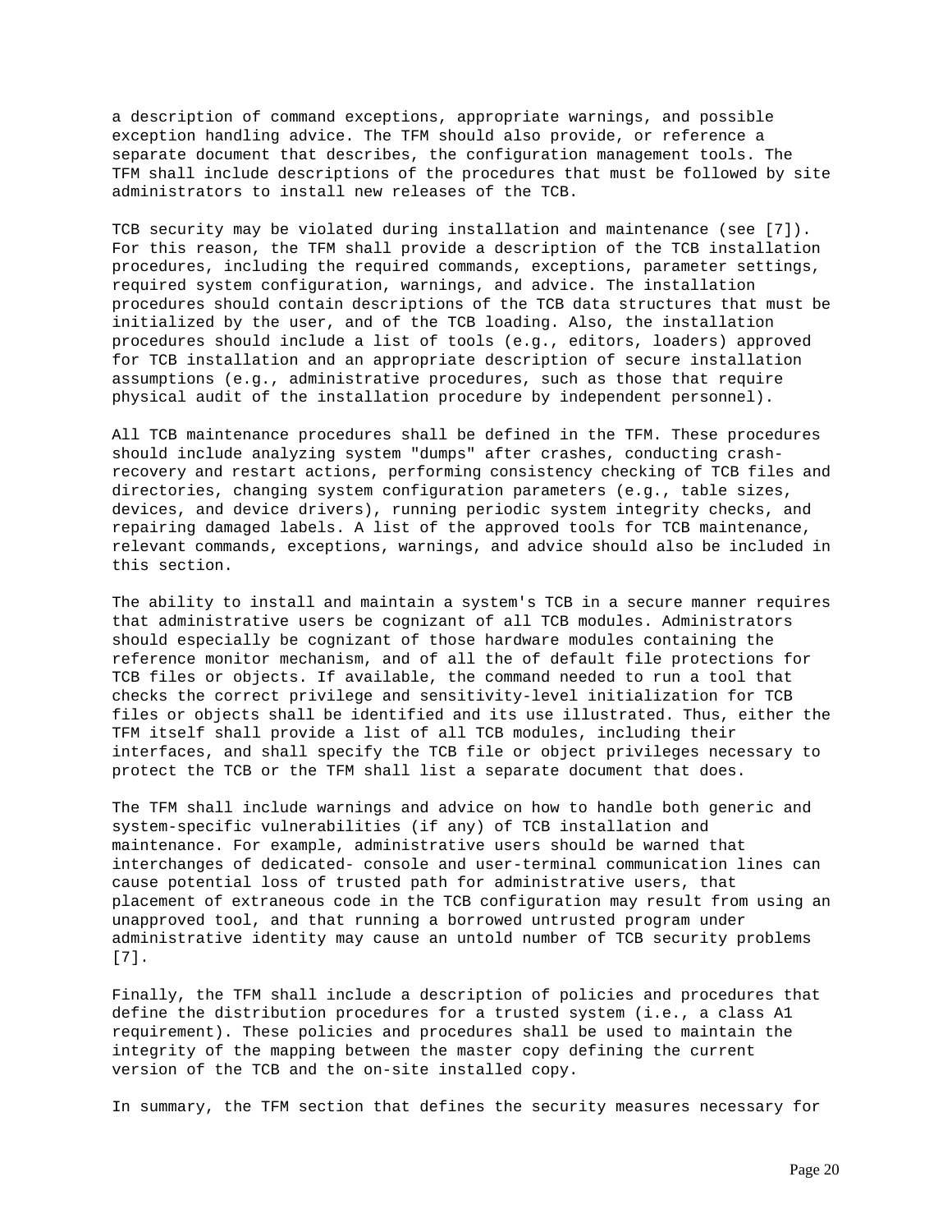a description of command exceptions, appropriate warnings, and possible exception handling advice. The TFM should also provide, or reference a separate document that describes, the configuration management tools. The TFM shall include descriptions of the procedures that must be followed by site administrators to install new releases of the TCB.

TCB security may be violated during installation and maintenance (see [7]). For this reason, the TFM shall provide a description of the TCB installation procedures, including the required commands, exceptions, parameter settings, required system configuration, warnings, and advice. The installation procedures should contain descriptions of the TCB data structures that must be initialized by the user, and of the TCB loading. Also, the installation procedures should include a list of tools (e.g., editors, loaders) approved for TCB installation and an appropriate description of secure installation assumptions (e.g., administrative procedures, such as those that require physical audit of the installation procedure by independent personnel).

All TCB maintenance procedures shall be defined in the TFM. These procedures should include analyzing system "dumps" after crashes, conducting crash-recovery and restart actions, performing consistency checking of TCB files and directories, changing system configuration parameters (e.g., table sizes, devices, and device drivers), running periodic system integrity checks, and repairing damaged labels. A list of the approved tools for TCB maintenance, relevant commands, exceptions, warnings, and advice should also be included in this section.

The ability to install and maintain a system's TCB in a secure manner requires that administrative users be cognizant of all TCB modules. Administrators should especially be cognizant of those hardware modules containing the reference monitor mechanism, and of all the of default file protections for TCB files or objects. If available, the command needed to run a tool that checks the correct privilege and sensitivity-level initialization for TCB files or objects shall be identified and its use illustrated. Thus, either the TFM itself shall provide a list of all TCB modules, including their interfaces, and shall specify the TCB file or object privileges necessary to protect the TCB or the TFM shall list a separate document that does.

The TFM shall include warnings and advice on how to handle both generic and system-specific vulnerabilities (if any) of TCB installation and maintenance. For example, administrative users should be warned that interchanges of dedicated- console and user-terminal communication lines can cause potential loss of trusted path for administrative users, that placement of extraneous code in the TCB configuration may result from using an unapproved tool, and that running a borrowed untrusted program under administrative identity may cause an untold number of TCB security problems [7].

Finally, the TFM shall include a description of policies and procedures that define the distribution procedures for a trusted system (i.e., a class A1 requirement). These policies and procedures shall be used to maintain the integrity of the mapping between the master copy defining the current version of the TCB and the on-site installed copy.

In summary, the TFM section that defines the security measures necessary for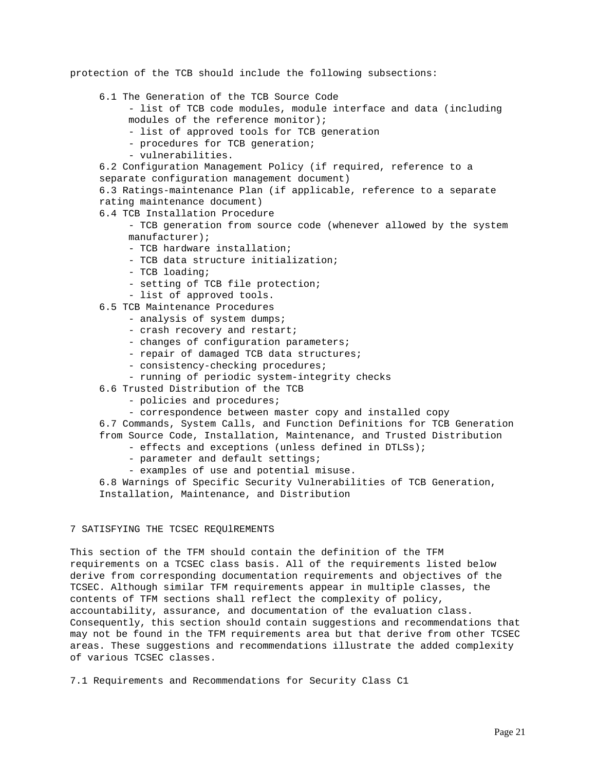protection of the TCB should include the following subsections:

6.1 The Generation of the TCB Source Code
- list of TCB code modules, module interface and data (including modules of the reference monitor);
- list of approved tools for TCB generation
- procedures for TCB generation;
- vulnerabilities.

6.2 Configuration Management Policy (if required, reference to a separate configuration management document)

6.3 Ratings-maintenance Plan (if applicable, reference to a separate rating maintenance document)

6.4 TCB Installation Procedure
- TCB generation from source code (whenever allowed by the system manufacturer);
- TCB hardware installation;
- TCB data structure initialization;
- TCB loading;
- setting of TCB file protection;
- list of approved tools.

6.5 TCB Maintenance Procedures
- analysis of system dumps;
- crash recovery and restart;
- changes of configuration parameters;
- repair of damaged TCB data structures;
- consistency-checking procedures;
- running of periodic system-integrity checks

6.6 Trusted Distribution of the TCB
- policies and procedures;
- correspondence between master copy and installed copy

6.7 Commands, System Calls, and Function Definitions for TCB Generation from Source Code, Installation, Maintenance, and Trusted Distribution
- effects and exceptions (unless defined in DTLSs);
- parameter and default settings;
- examples of use and potential misuse.

6.8 Warnings of Specific Security Vulnerabilities of TCB Generation, Installation, Maintenance, and Distribution

# 7 SATISFYING THE TCSEC REQUIREMENTS

This section of the TFM should contain the definition of the TFM requirements on a TCSEC class basis. All of the requirements listed below derive from corresponding documentation requirements and objectives of the TCSEC. Although similar TFM requirements appear in multiple classes, the contents of TFM sections shall reflect the complexity of policy, accountability, assurance, and documentation of the evaluation class. Consequently, this section should contain suggestions and recommendations that may not be found in the TFM requirements area but that derive from other TCSEC areas. These suggestions and recommendations illustrate the added complexity of various TCSEC classes.

## 7.1 Requirements and Recommendations for Security Class C1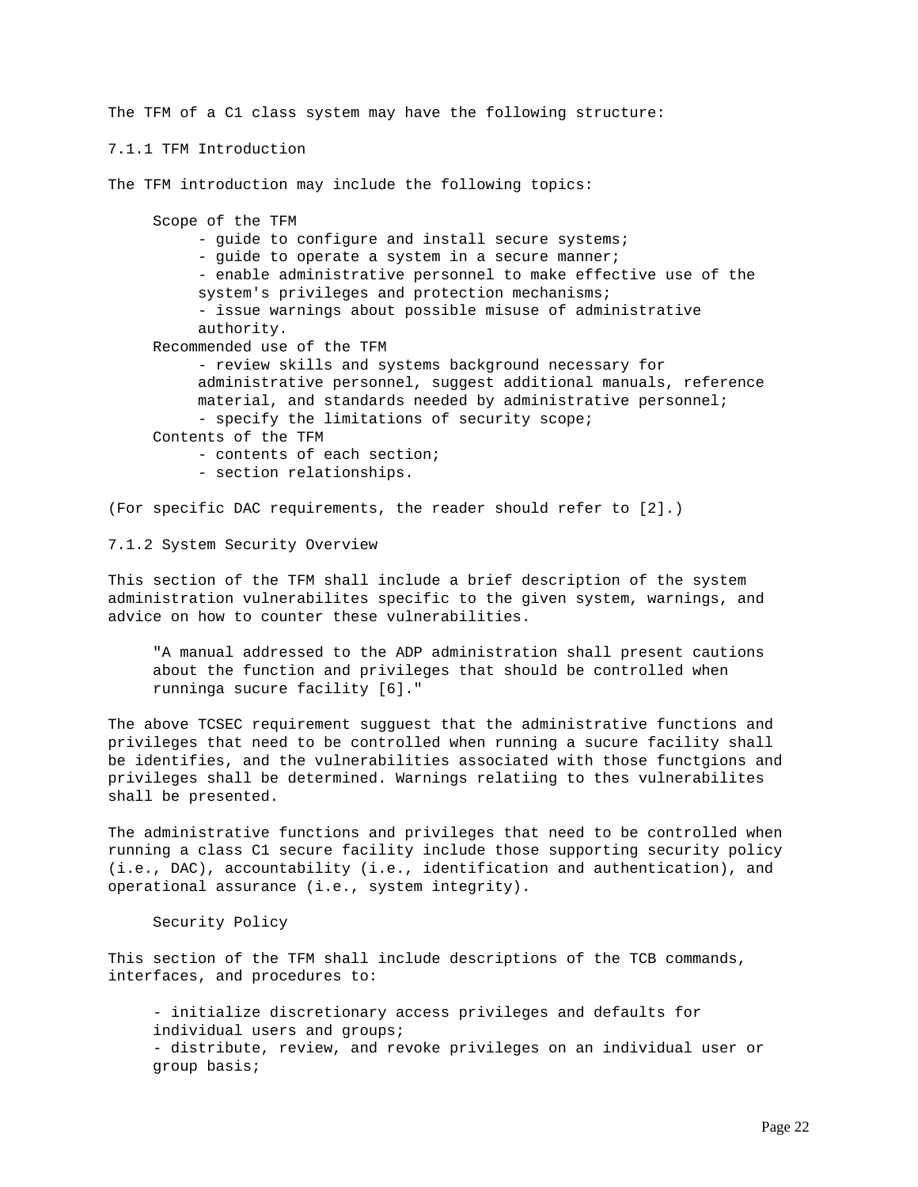The TFM of a C1 class system may have the following structure:

### 7.1.1 TFM Introduction

The TFM introduction may include the following topics:

- Scope of the TFM
  - guide to configure and install secure systems;
  - guide to operate a system in a secure manner;
  - enable administrative personnel to make effective use of the system's privileges and protection mechanisms;
  - issue warnings about possible misuse of administrative authority.
- Recommended use of the TFM
  - review skills and systems background necessary for administrative personnel, suggest additional manuals, reference material, and standards needed by administrative personnel;
  - specify the limitations of security scope;
- Contents of the TFM
  - contents of each section;
  - section relationships.

(For specific DAC requirements, the reader should refer to [2].)

### 7.1.2 System Security Overview

This section of the TFM shall include a brief description of the system administration vulnerabilites specific to the given system, warnings, and advice on how to counter these vulnerabilities.

> "A manual addressed to the ADP administration shall present cautions about the function and privileges that should be controlled when runninga sucure facility [6]."

The above TCSEC requirement sugguest that the administrative functions and privileges that need to be controlled when running a sucure facility shall be identifies, and the vulnerabilities associated with those functgions and privileges shall be determined. Warnings relatiing to thes vulnerabilites shall be presented.

The administrative functions and privileges that need to be controlled when running a class C1 secure facility include those supporting security policy (i.e., DAC), accountability (i.e., identification and authentication), and operational assurance (i.e., system integrity).

Security Policy

This section of the TFM shall include descriptions of the TCB commands, interfaces, and procedures to:

- initialize discretionary access privileges and defaults for individual users and groups;
- distribute, review, and revoke privileges on an individual user or group basis;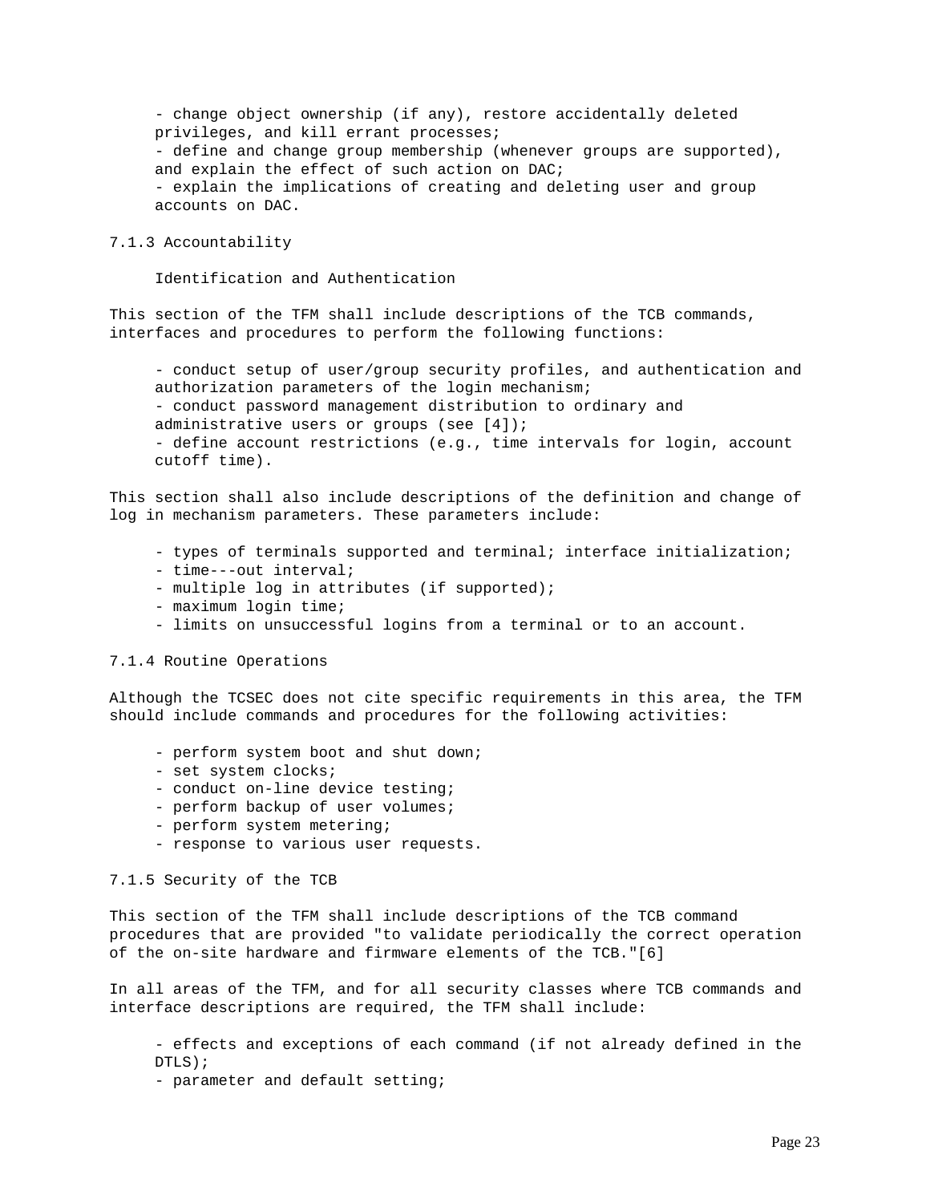- change object ownership (if any), restore accidentally deleted privileges, and kill errant processes;
- define and change group membership (whenever groups are supported), and explain the effect of such action on DAC;
- explain the implications of creating and deleting user and group accounts on DAC.

### 7.1.3 Accountability

Identification and Authentication

This section of the TFM shall include descriptions of the TCB commands, interfaces and procedures to perform the following functions:

- conduct setup of user/group security profiles, and authentication and authorization parameters of the login mechanism;
- conduct password management distribution to ordinary and administrative users or groups (see [4]);
- define account restrictions (e.g., time intervals for login, account cutoff time).

This section shall also include descriptions of the definition and change of log in mechanism parameters. These parameters include:

- types of terminals supported and terminal; interface initialization;
- time---out interval;
- multiple log in attributes (if supported);
- maximum login time;
- limits on unsuccessful logins from a terminal or to an account.

### 7.1.4 Routine Operations

Although the TCSEC does not cite specific requirements in this area, the TFM should include commands and procedures for the following activities:

- perform system boot and shut down;
- set system clocks;
- conduct on-line device testing;
- perform backup of user volumes;
- perform system metering;
- response to various user requests.

### 7.1.5 Security of the TCB

This section of the TFM shall include descriptions of the TCB command procedures that are provided "to validate periodically the correct operation of the on-site hardware and firmware elements of the TCB."[6]

In all areas of the TFM, and for all security classes where TCB commands and interface descriptions are required, the TFM shall include:

- effects and exceptions of each command (if not already defined in the DTLS);
- parameter and default setting;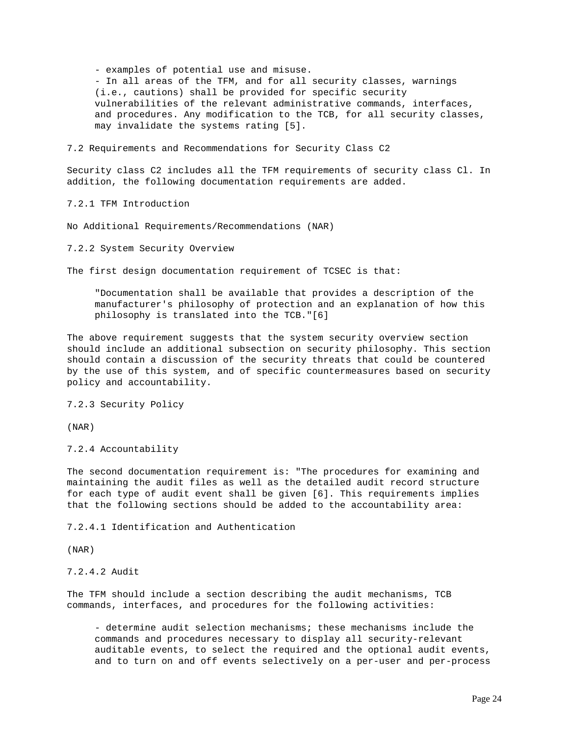- examples of potential use and misuse.
- In all areas of the TFM, and for all security classes, warnings (i.e., cautions) shall be provided for specific security vulnerabilities of the relevant administrative commands, interfaces, and procedures. Any modification to the TCB, for all security classes, may invalidate the systems rating [5].

## 7.2 Requirements and Recommendations for Security Class C2

Security class C2 includes all the TFM requirements of security class Cl. In addition, the following documentation requirements are added.

### 7.2.1 TFM Introduction

No Additional Requirements/Recommendations (NAR)

### 7.2.2 System Security Overview

The first design documentation requirement of TCSEC is that:

> "Documentation shall be available that provides a description of the manufacturer's philosophy of protection and an explanation of how this philosophy is translated into the TCB."[6]

The above requirement suggests that the system security overview section should include an additional subsection on security philosophy. This section should contain a discussion of the security threats that could be countered by the use of this system, and of specific countermeasures based on security policy and accountability.

### 7.2.3 Security Policy

(NAR)

### 7.2.4 Accountability

The second documentation requirement is: "The procedures for examining and maintaining the audit files as well as the detailed audit record structure for each type of audit event shall be given [6]. This requirements implies that the following sections should be added to the accountability area:

#### 7.2.4.1 Identification and Authentication

(NAR)

#### 7.2.4.2 Audit

The TFM should include a section describing the audit mechanisms, TCB commands, interfaces, and procedures for the following activities:

- determine audit selection mechanisms; these mechanisms include the commands and procedures necessary to display all security-relevant auditable events, to select the required and the optional audit events, and to turn on and off events selectively on a per-user and per-process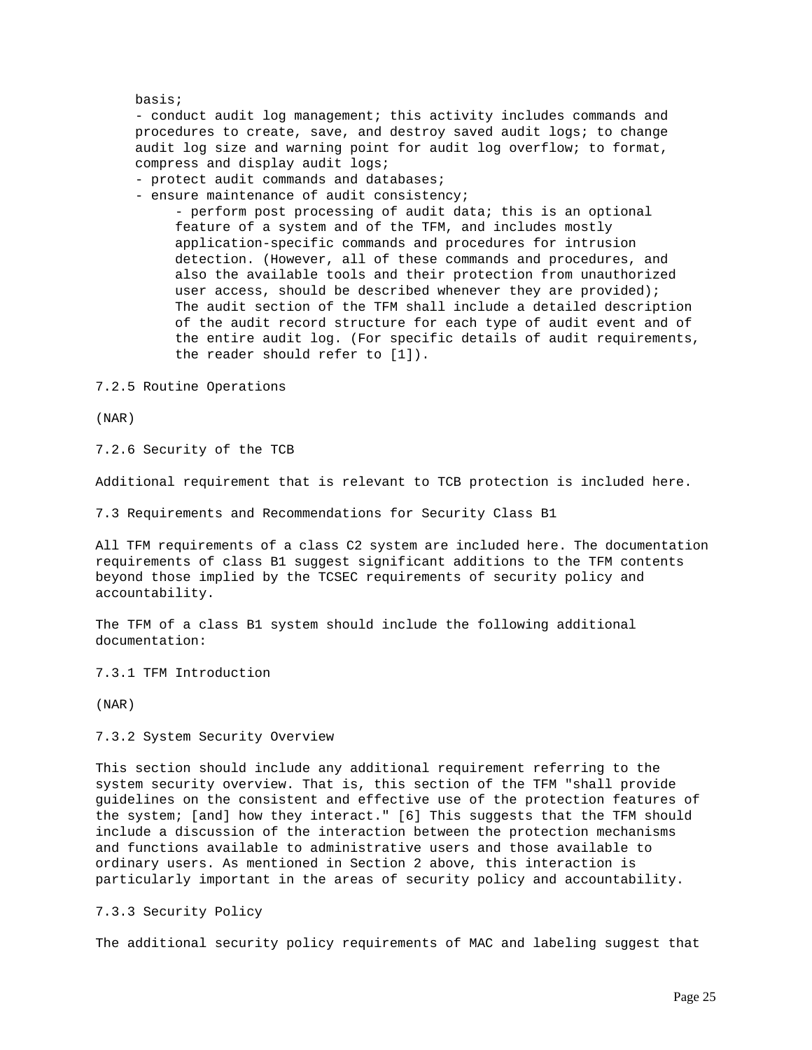basis;

- conduct audit log management; this activity includes commands and procedures to create, save, and destroy saved audit logs; to change audit log size and warning point for audit log overflow; to format, compress and display audit logs;
- protect audit commands and databases;
- ensure maintenance of audit consistency;
  - perform post processing of audit data; this is an optional feature of a system and of the TFM, and includes mostly application-specific commands and procedures for intrusion detection. (However, all of these commands and procedures, and also the available tools and their protection from unauthorized user access, should be described whenever they are provided);

  The audit section of the TFM shall include a detailed description of the audit record structure for each type of audit event and of the entire audit log. (For specific details of audit requirements, the reader should refer to [1]).

### 7.2.5 Routine Operations

(NAR)

### 7.2.6 Security of the TCB

Additional requirement that is relevant to TCB protection is included here.

## 7.3 Requirements and Recommendations for Security Class B1

All TFM requirements of a class C2 system are included here. The documentation requirements of class B1 suggest significant additions to the TFM contents beyond those implied by the TCSEC requirements of security policy and accountability.

The TFM of a class B1 system should include the following additional documentation:

### 7.3.1 TFM Introduction

(NAR)

### 7.3.2 System Security Overview

This section should include any additional requirement referring to the system security overview. That is, this section of the TFM "shall provide guidelines on the consistent and effective use of the protection features of the system; [and] how they interact." [6] This suggests that the TFM should include a discussion of the interaction between the protection mechanisms and functions available to administrative users and those available to ordinary users. As mentioned in Section 2 above, this interaction is particularly important in the areas of security policy and accountability.

### 7.3.3 Security Policy

The additional security policy requirements of MAC and labeling suggest that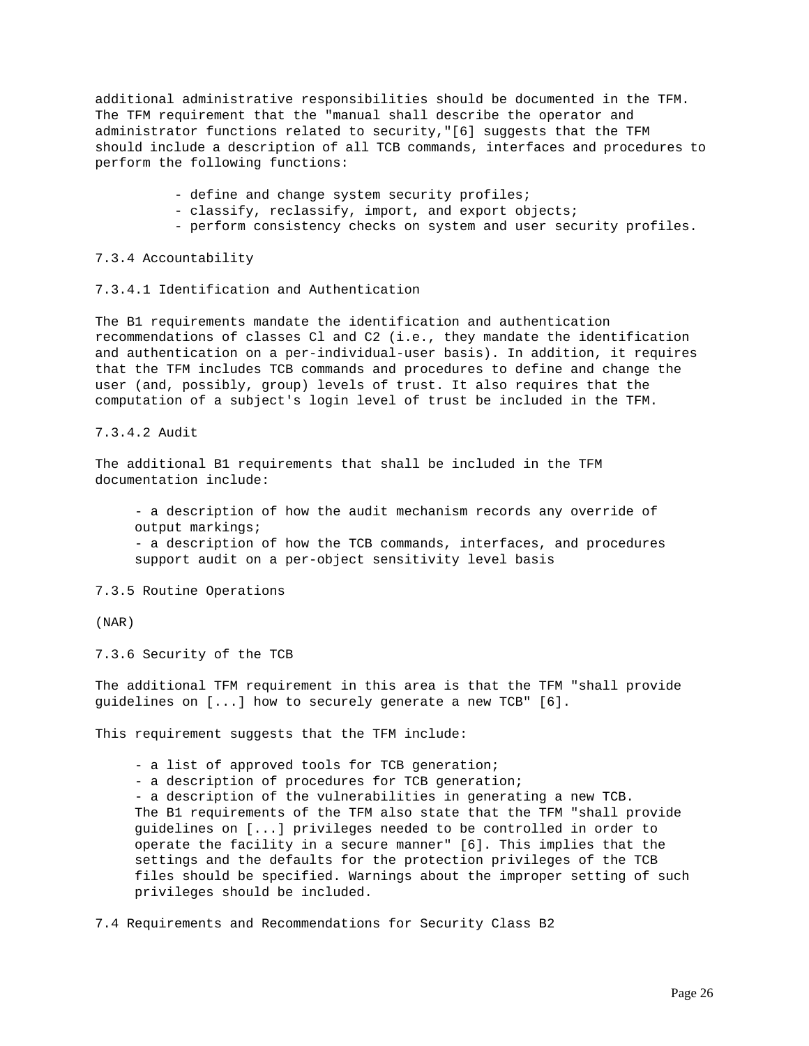additional administrative responsibilities should be documented in the TFM. The TFM requirement that the "manual shall describe the operator and administrator functions related to security,"[6] suggests that the TFM should include a description of all TCB commands, interfaces and procedures to perform the following functions:

- define and change system security profiles;
- classify, reclassify, import, and export objects;
- perform consistency checks on system and user security profiles.

7.3.4 Accountability

7.3.4.1 Identification and Authentication

The B1 requirements mandate the identification and authentication recommendations of classes Cl and C2 (i.e., they mandate the identification and authentication on a per-individual-user basis). In addition, it requires that the TFM includes TCB commands and procedures to define and change the user (and, possibly, group) levels of trust. It also requires that the computation of a subject's login level of trust be included in the TFM.

7.3.4.2 Audit

The additional B1 requirements that shall be included in the TFM documentation include:

- a description of how the audit mechanism records any override of output markings;
- a description of how the TCB commands, interfaces, and procedures support audit on a per-object sensitivity level basis

7.3.5 Routine Operations

(NAR)

7.3.6 Security of the TCB

The additional TFM requirement in this area is that the TFM "shall provide guidelines on [...] how to securely generate a new TCB" [6].

This requirement suggests that the TFM include:

- a list of approved tools for TCB generation;
- a description of procedures for TCB generation;
- a description of the vulnerabilities in generating a new TCB.

The B1 requirements of the TFM also state that the TFM "shall provide guidelines on [...] privileges needed to be controlled in order to operate the facility in a secure manner" [6]. This implies that the settings and the defaults for the protection privileges of the TCB files should be specified. Warnings about the improper setting of such privileges should be included.

7.4 Requirements and Recommendations for Security Class B2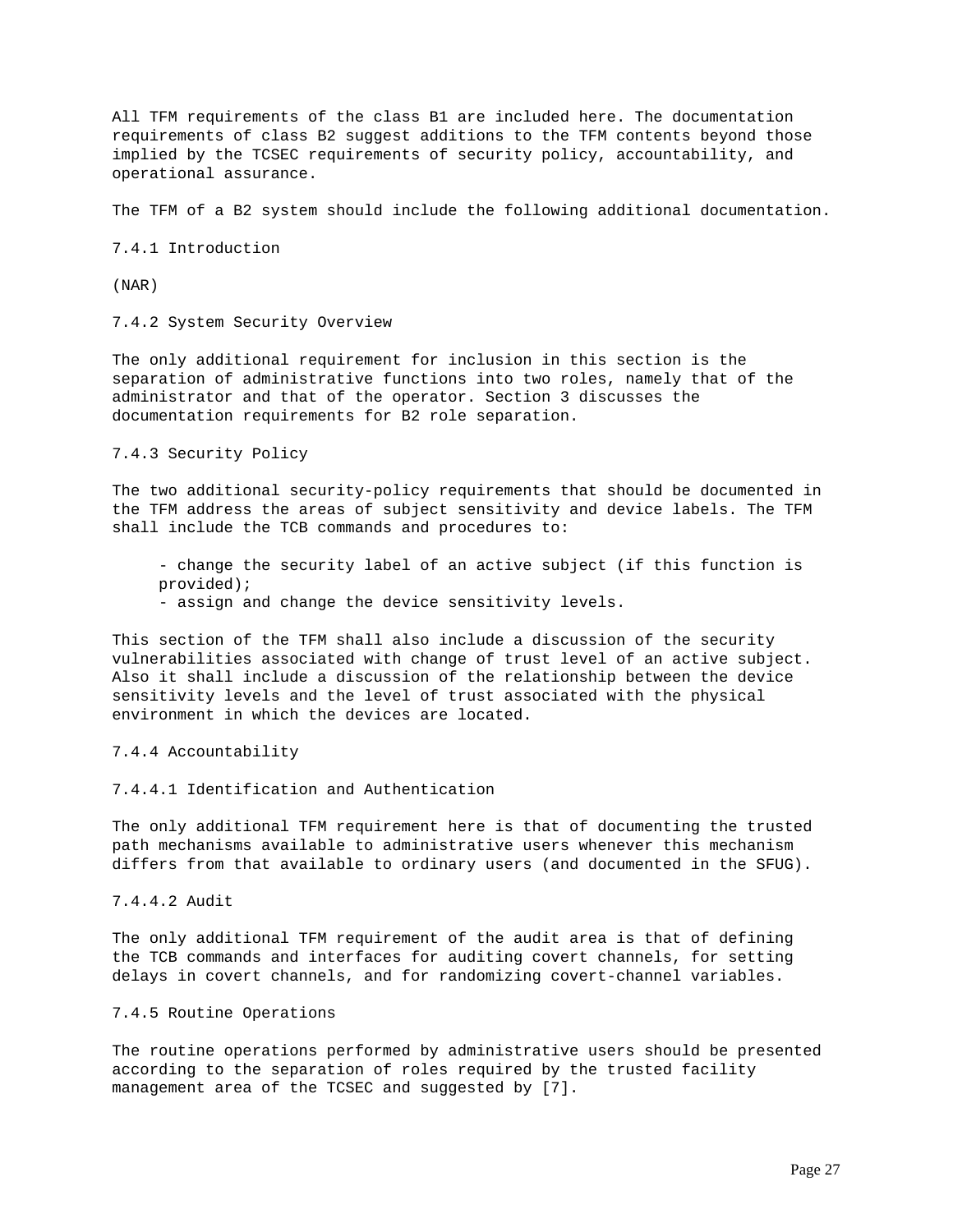All TFM requirements of the class B1 are included here. The documentation requirements of class B2 suggest additions to the TFM contents beyond those implied by the TCSEC requirements of security policy, accountability, and operational assurance.

The TFM of a B2 system should include the following additional documentation.

### 7.4.1 Introduction

(NAR)

### 7.4.2 System Security Overview

The only additional requirement for inclusion in this section is the separation of administrative functions into two roles, namely that of the administrator and that of the operator. Section 3 discusses the documentation requirements for B2 role separation.

### 7.4.3 Security Policy

The two additional security-policy requirements that should be documented in the TFM address the areas of subject sensitivity and device labels. The TFM shall include the TCB commands and procedures to:

- change the security label of an active subject (if this function is provided);
- assign and change the device sensitivity levels.

This section of the TFM shall also include a discussion of the security vulnerabilities associated with change of trust level of an active subject. Also it shall include a discussion of the relationship between the device sensitivity levels and the level of trust associated with the physical environment in which the devices are located.

### 7.4.4 Accountability

#### 7.4.4.1 Identification and Authentication

The only additional TFM requirement here is that of documenting the trusted path mechanisms available to administrative users whenever this mechanism differs from that available to ordinary users (and documented in the SFUG).

#### 7.4.4.2 Audit

The only additional TFM requirement of the audit area is that of defining the TCB commands and interfaces for auditing covert channels, for setting delays in covert channels, and for randomizing covert-channel variables.

### 7.4.5 Routine Operations

The routine operations performed by administrative users should be presented according to the separation of roles required by the trusted facility management area of the TCSEC and suggested by [7].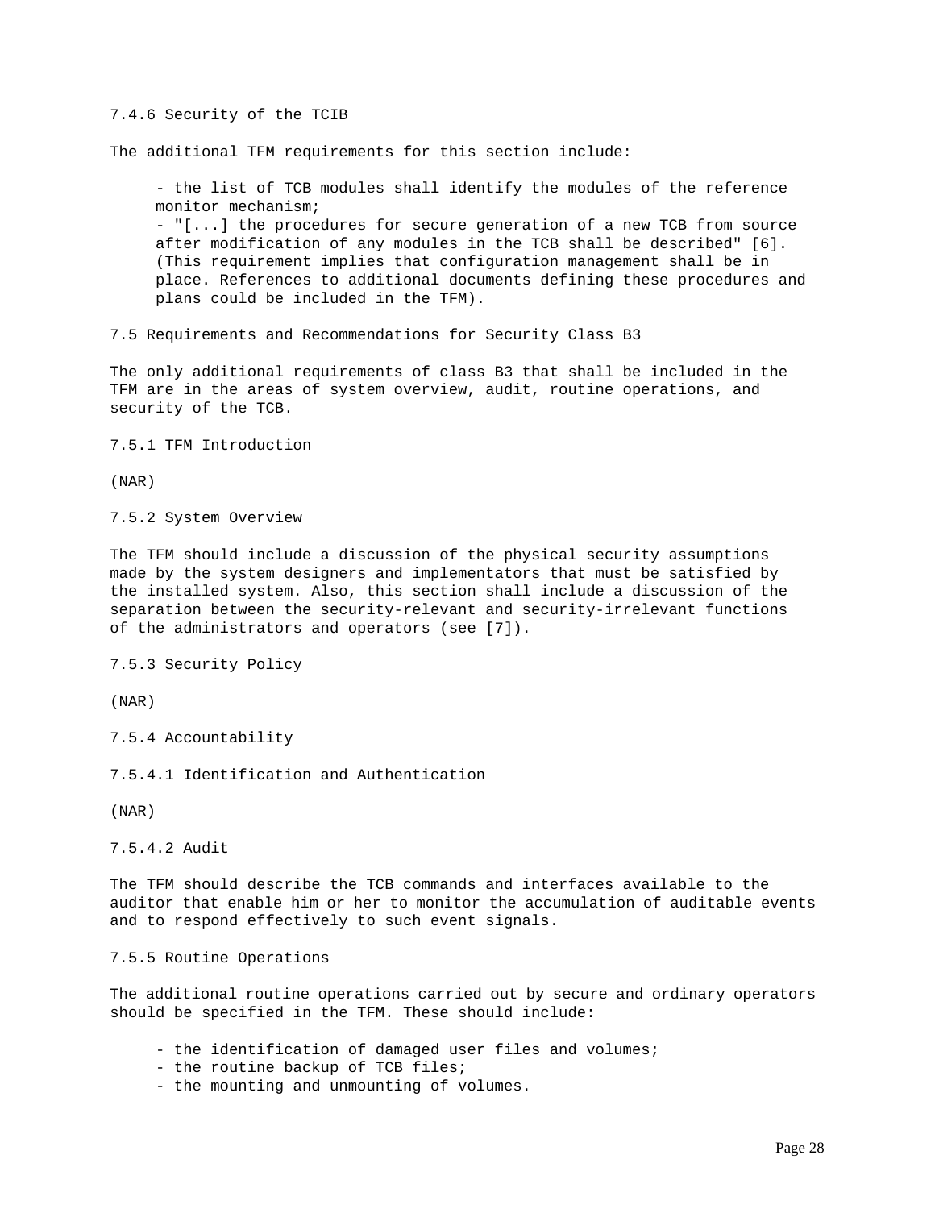### 7.4.6 Security of the TCIB

The additional TFM requirements for this section include:

- the list of TCB modules shall identify the modules of the reference monitor mechanism;
- "[...] the procedures for secure generation of a new TCB from source after modification of any modules in the TCB shall be described" [6]. (This requirement implies that configuration management shall be in place. References to additional documents defining these procedures and plans could be included in the TFM).

## 7.5 Requirements and Recommendations for Security Class B3

The only additional requirements of class B3 that shall be included in the TFM are in the areas of system overview, audit, routine operations, and security of the TCB.

### 7.5.1 TFM Introduction

(NAR)

### 7.5.2 System Overview

The TFM should include a discussion of the physical security assumptions made by the system designers and implementators that must be satisfied by the installed system. Also, this section shall include a discussion of the separation between the security-relevant and security-irrelevant functions of the administrators and operators (see [7]).

### 7.5.3 Security Policy

(NAR)

### 7.5.4 Accountability

#### 7.5.4.1 Identification and Authentication

(NAR)

#### 7.5.4.2 Audit

The TFM should describe the TCB commands and interfaces available to the auditor that enable him or her to monitor the accumulation of auditable events and to respond effectively to such event signals.

### 7.5.5 Routine Operations

The additional routine operations carried out by secure and ordinary operators should be specified in the TFM. These should include:

- the identification of damaged user files and volumes;
- the routine backup of TCB files;
- the mounting and unmounting of volumes.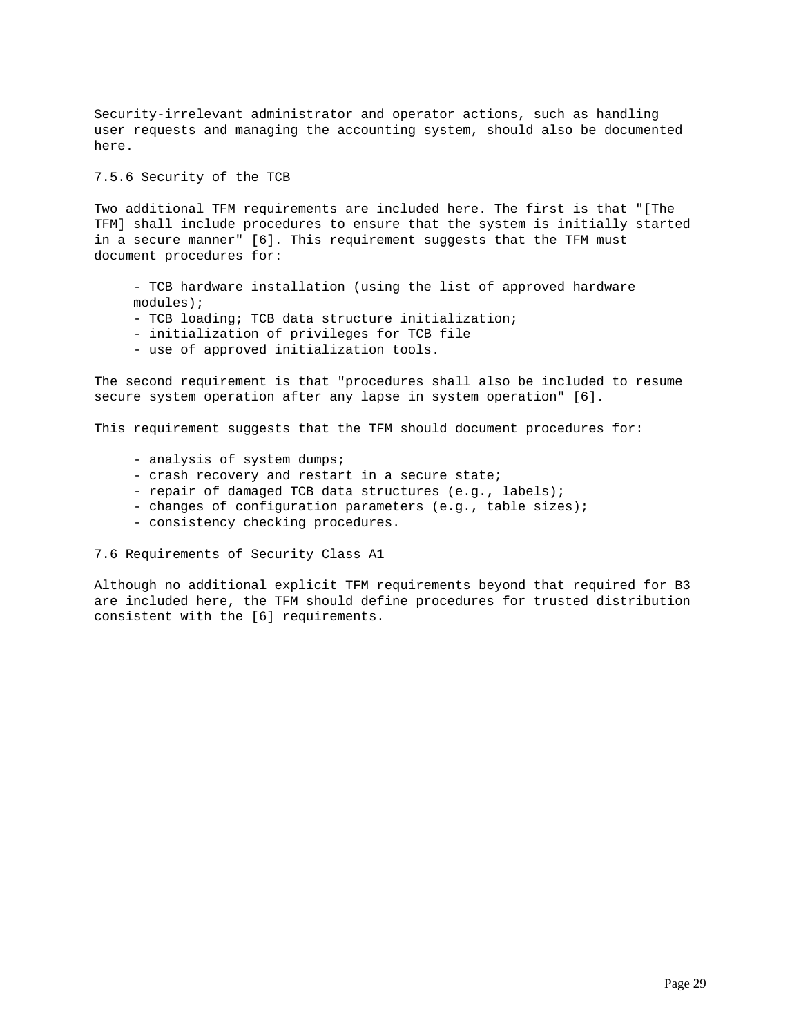Security-irrelevant administrator and operator actions, such as handling user requests and managing the accounting system, should also be documented here.

### 7.5.6 Security of the TCB

Two additional TFM requirements are included here. The first is that "[The TFM] shall include procedures to ensure that the system is initially started in a secure manner" [6]. This requirement suggests that the TFM must document procedures for:

- TCB hardware installation (using the list of approved hardware modules);
- TCB loading; TCB data structure initialization;
- initialization of privileges for TCB file
- use of approved initialization tools.

The second requirement is that "procedures shall also be included to resume secure system operation after any lapse in system operation" [6].

This requirement suggests that the TFM should document procedures for:

- analysis of system dumps;
- crash recovery and restart in a secure state;
- repair of damaged TCB data structures (e.g., labels);
- changes of configuration parameters (e.g., table sizes);
- consistency checking procedures.

## 7.6 Requirements of Security Class A1

Although no additional explicit TFM requirements beyond that required for B3 are included here, the TFM should define procedures for trusted distribution consistent with the [6] requirements.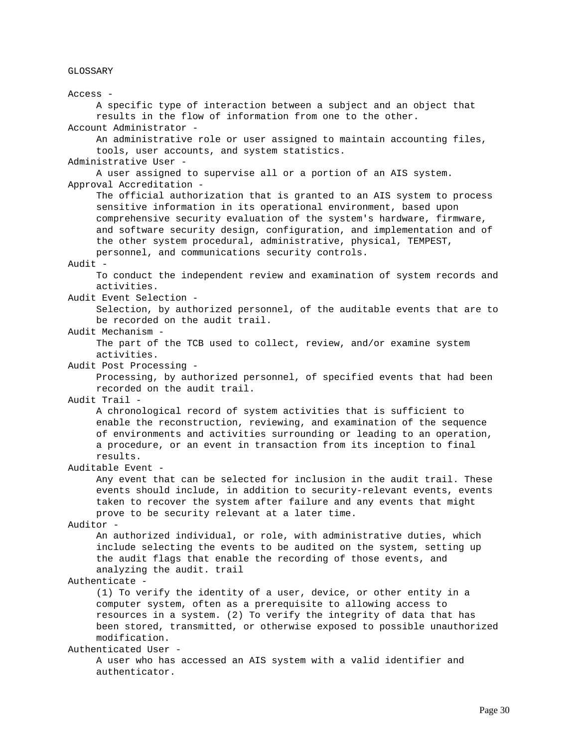# GLOSSARY

**Access -**
A specific type of interaction between a subject and an object that results in the flow of information from one to the other.

**Account Administrator -**
An administrative role or user assigned to maintain accounting files, tools, user accounts, and system statistics.

**Administrative User -**
A user assigned to supervise all or a portion of an AIS system.

**Approval Accreditation -**
The official authorization that is granted to an AIS system to process sensitive information in its operational environment, based upon comprehensive security evaluation of the system's hardware, firmware, and software security design, configuration, and implementation and of the other system procedural, administrative, physical, TEMPEST, personnel, and communications security controls.

**Audit -**
To conduct the independent review and examination of system records and activities.

**Audit Event Selection -**
Selection, by authorized personnel, of the auditable events that are to be recorded on the audit trail.

**Audit Mechanism -**
The part of the TCB used to collect, review, and/or examine system activities.

**Audit Post Processing -**
Processing, by authorized personnel, of specified events that had been recorded on the audit trail.

**Audit Trail -**
A chronological record of system activities that is sufficient to enable the reconstruction, reviewing, and examination of the sequence of environments and activities surrounding or leading to an operation, a procedure, or an event in transaction from its inception to final results.

**Auditable Event -**
Any event that can be selected for inclusion in the audit trail. These events should include, in addition to security-relevant events, events taken to recover the system after failure and any events that might prove to be security relevant at a later time.

**Auditor -**
An authorized individual, or role, with administrative duties, which include selecting the events to be audited on the system, setting up the audit flags that enable the recording of those events, and analyzing the audit. trail

**Authenticate -**
(1) To verify the identity of a user, device, or other entity in a computer system, often as a prerequisite to allowing access to resources in a system. (2) To verify the integrity of data that has been stored, transmitted, or otherwise exposed to possible unauthorized modification.

**Authenticated User -**
A user who has accessed an AIS system with a valid identifier and authenticator.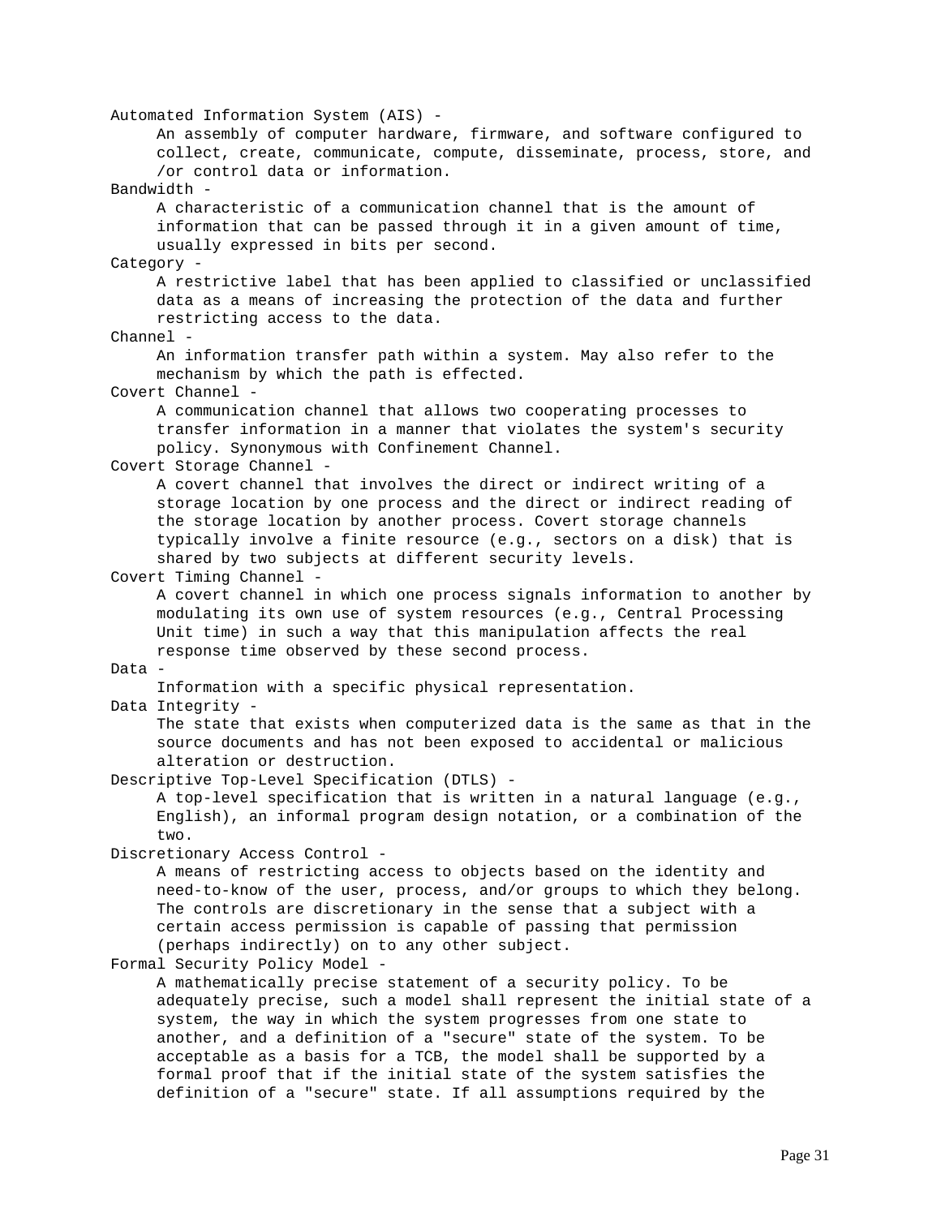**Automated Information System (AIS) -**
An assembly of computer hardware, firmware, and software configured to collect, create, communicate, compute, disseminate, process, store, and /or control data or information.

**Bandwidth -**
A characteristic of a communication channel that is the amount of information that can be passed through it in a given amount of time, usually expressed in bits per second.

**Category -**
A restrictive label that has been applied to classified or unclassified data as a means of increasing the protection of the data and further restricting access to the data.

**Channel -**
An information transfer path within a system. May also refer to the mechanism by which the path is effected.

**Covert Channel -**
A communication channel that allows two cooperating processes to transfer information in a manner that violates the system's security policy. Synonymous with Confinement Channel.

**Covert Storage Channel -**
A covert channel that involves the direct or indirect writing of a storage location by one process and the direct or indirect reading of the storage location by another process. Covert storage channels typically involve a finite resource (e.g., sectors on a disk) that is shared by two subjects at different security levels.

**Covert Timing Channel -**
A covert channel in which one process signals information to another by modulating its own use of system resources (e.g., Central Processing Unit time) in such a way that this manipulation affects the real response time observed by these second process.

**Data -**
Information with a specific physical representation.

**Data Integrity -**
The state that exists when computerized data is the same as that in the source documents and has not been exposed to accidental or malicious alteration or destruction.

**Descriptive Top-Level Specification (DTLS) -**
A top-level specification that is written in a natural language (e.g., English), an informal program design notation, or a combination of the two.

**Discretionary Access Control -**
A means of restricting access to objects based on the identity and need-to-know of the user, process, and/or groups to which they belong. The controls are discretionary in the sense that a subject with a certain access permission is capable of passing that permission (perhaps indirectly) on to any other subject.

**Formal Security Policy Model -**
A mathematically precise statement of a security policy. To be adequately precise, such a model shall represent the initial state of a system, the way in which the system progresses from one state to another, and a definition of a "secure" state of the system. To be acceptable as a basis for a TCB, the model shall be supported by a formal proof that if the initial state of the system satisfies the definition of a "secure" state. If all assumptions required by the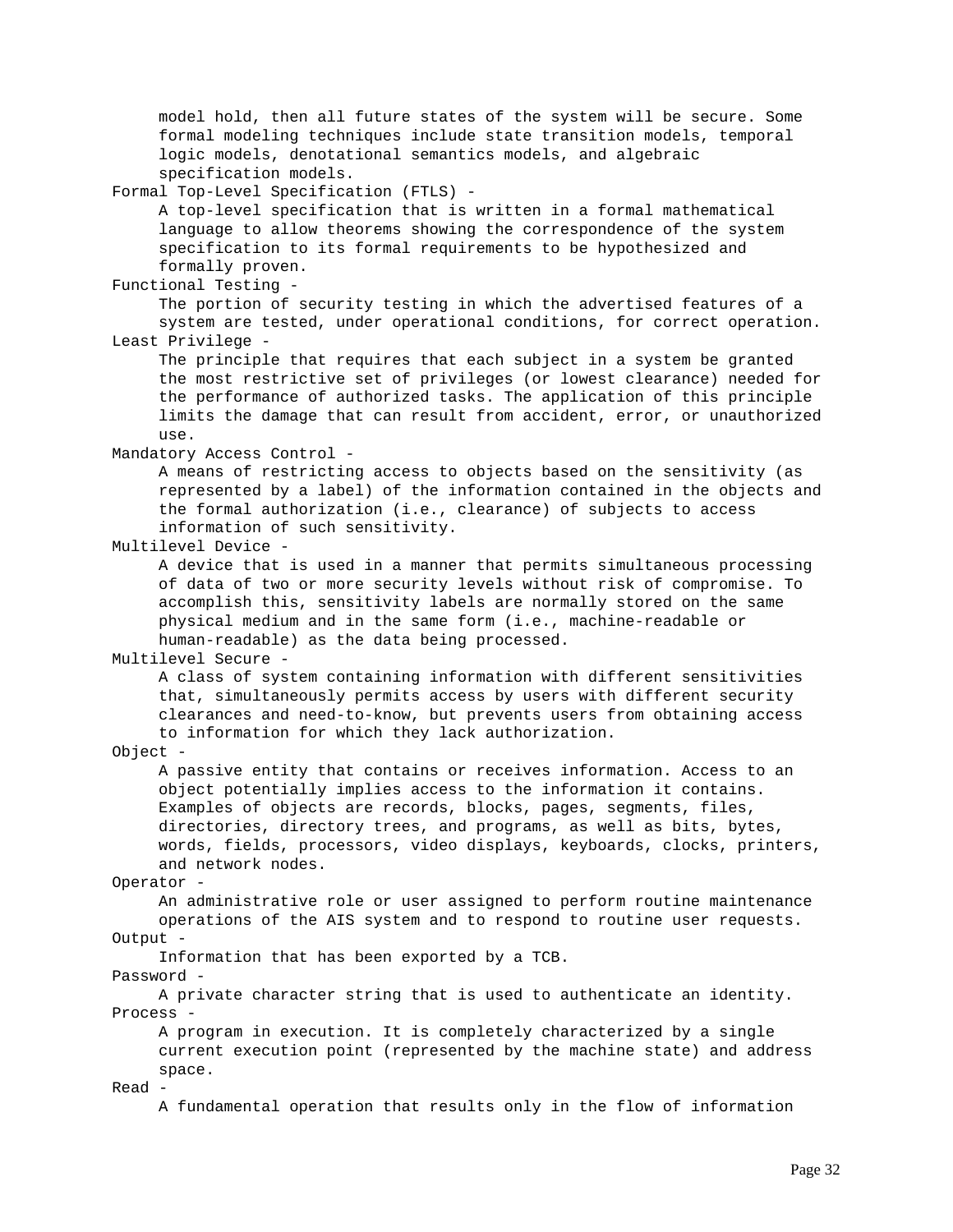model hold, then all future states of the system will be secure. Some formal modeling techniques include state transition models, temporal logic models, denotational semantics models, and algebraic specification models.

Formal Top-Level Specification (FTLS) -
: A top-level specification that is written in a formal mathematical language to allow theorems showing the correspondence of the system specification to its formal requirements to be hypothesized and formally proven.

Functional Testing -
: The portion of security testing in which the advertised features of a system are tested, under operational conditions, for correct operation.

Least Privilege -
: The principle that requires that each subject in a system be granted the most restrictive set of privileges (or lowest clearance) needed for the performance of authorized tasks. The application of this principle limits the damage that can result from accident, error, or unauthorized use.

Mandatory Access Control -
: A means of restricting access to objects based on the sensitivity (as represented by a label) of the information contained in the objects and the formal authorization (i.e., clearance) of subjects to access information of such sensitivity.

Multilevel Device -
: A device that is used in a manner that permits simultaneous processing of data of two or more security levels without risk of compromise. To accomplish this, sensitivity labels are normally stored on the same physical medium and in the same form (i.e., machine-readable or human-readable) as the data being processed.

Multilevel Secure -
: A class of system containing information with different sensitivities that, simultaneously permits access by users with different security clearances and need-to-know, but prevents users from obtaining access to information for which they lack authorization.

Object -
: A passive entity that contains or receives information. Access to an object potentially implies access to the information it contains. Examples of objects are records, blocks, pages, segments, files, directories, directory trees, and programs, as well as bits, bytes, words, fields, processors, video displays, keyboards, clocks, printers, and network nodes.

Operator -
: An administrative role or user assigned to perform routine maintenance operations of the AIS system and to respond to routine user requests.

Output -
: Information that has been exported by a TCB.

Password -
: A private character string that is used to authenticate an identity.

Process -
: A program in execution. It is completely characterized by a single current execution point (represented by the machine state) and address space.

Read -
: A fundamental operation that results only in the flow of information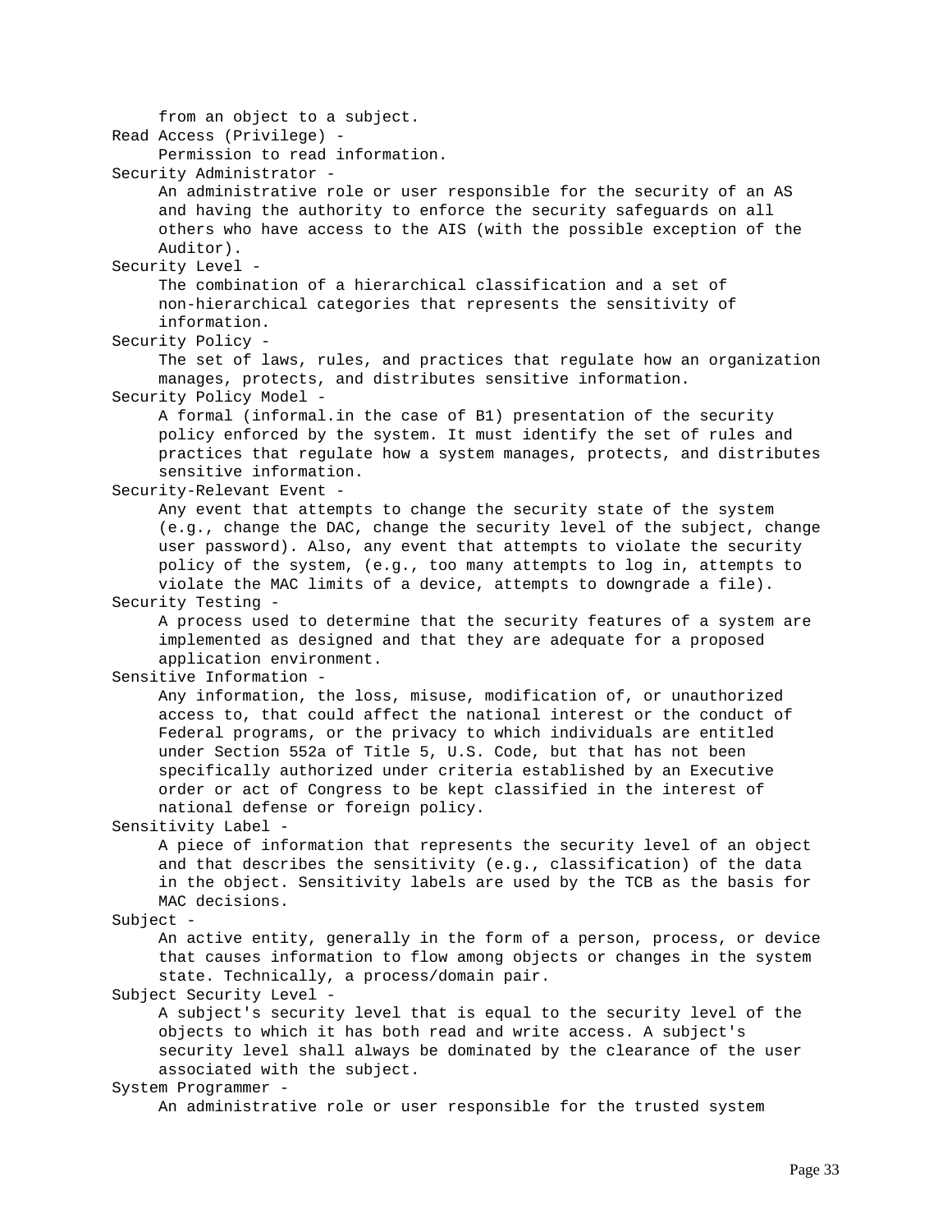from an object to a subject.

Read Access (Privilege) -
: Permission to read information.

Security Administrator -
: An administrative role or user responsible for the security of an AS and having the authority to enforce the security safeguards on all others who have access to the AIS (with the possible exception of the Auditor).

Security Level -
: The combination of a hierarchical classification and a set of non-hierarchical categories that represents the sensitivity of information.

Security Policy -
: The set of laws, rules, and practices that regulate how an organization manages, protects, and distributes sensitive information.

Security Policy Model -
: A formal (informal.in the case of B1) presentation of the security policy enforced by the system. It must identify the set of rules and practices that regulate how a system manages, protects, and distributes sensitive information.

Security-Relevant Event -
: Any event that attempts to change the security state of the system (e.g., change the DAC, change the security level of the subject, change user password). Also, any event that attempts to violate the security policy of the system, (e.g., too many attempts to log in, attempts to violate the MAC limits of a device, attempts to downgrade a file).

Security Testing -
: A process used to determine that the security features of a system are implemented as designed and that they are adequate for a proposed application environment.

Sensitive Information -
: Any information, the loss, misuse, modification of, or unauthorized access to, that could affect the national interest or the conduct of Federal programs, or the privacy to which individuals are entitled under Section 552a of Title 5, U.S. Code, but that has not been specifically authorized under criteria established by an Executive order or act of Congress to be kept classified in the interest of national defense or foreign policy.

Sensitivity Label -
: A piece of information that represents the security level of an object and that describes the sensitivity (e.g., classification) of the data in the object. Sensitivity labels are used by the TCB as the basis for MAC decisions.

Subject -
: An active entity, generally in the form of a person, process, or device that causes information to flow among objects or changes in the system state. Technically, a process/domain pair.

Subject Security Level -
: A subject's security level that is equal to the security level of the objects to which it has both read and write access. A subject's security level shall always be dominated by the clearance of the user associated with the subject.

System Programmer -
: An administrative role or user responsible for the trusted system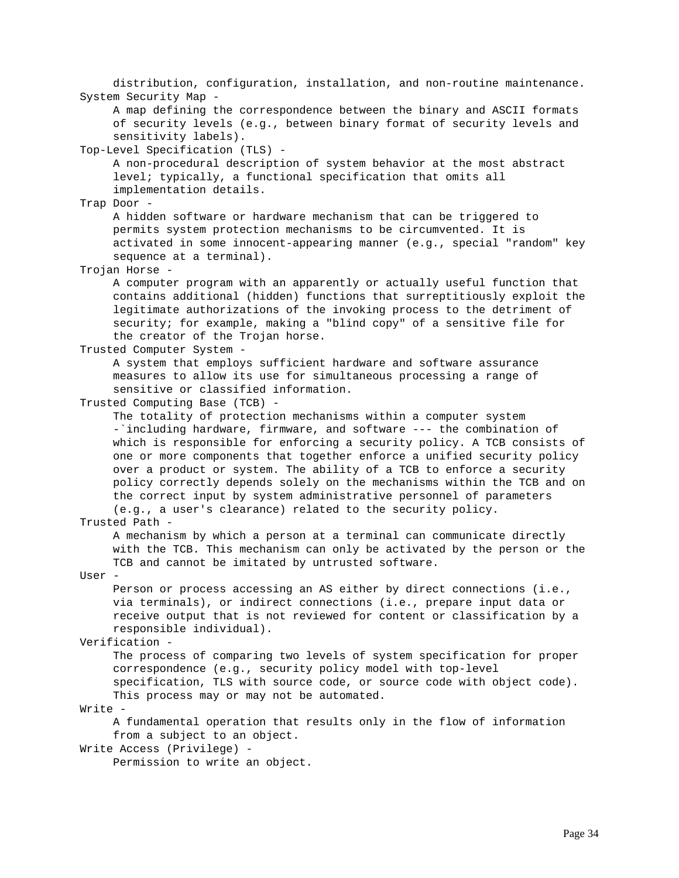distribution, configuration, installation, and non-routine maintenance.

**System Security Map -**
A map defining the correspondence between the binary and ASCII formats of security levels (e.g., between binary format of security levels and sensitivity labels).

**Top-Level Specification (TLS) -**
A non-procedural description of system behavior at the most abstract level; typically, a functional specification that omits all implementation details.

**Trap Door -**
A hidden software or hardware mechanism that can be triggered to permits system protection mechanisms to be circumvented. It is activated in some innocent-appearing manner (e.g., special "random" key sequence at a terminal).

**Trojan Horse -**
A computer program with an apparently or actually useful function that contains additional (hidden) functions that surreptitiously exploit the legitimate authorizations of the invoking process to the detriment of security; for example, making a "blind copy" of a sensitive file for the creator of the Trojan horse.

**Trusted Computer System -**
A system that employs sufficient hardware and software assurance measures to allow its use for simultaneous processing a range of sensitive or classified information.

**Trusted Computing Base (TCB) -**
The totality of protection mechanisms within a computer system -`including hardware, firmware, and software --- the combination of which is responsible for enforcing a security policy. A TCB consists of one or more components that together enforce a unified security policy over a product or system. The ability of a TCB to enforce a security policy correctly depends solely on the mechanisms within the TCB and on the correct input by system administrative personnel of parameters (e.g., a user's clearance) related to the security policy.

**Trusted Path -**
A mechanism by which a person at a terminal can communicate directly with the TCB. This mechanism can only be activated by the person or the TCB and cannot be imitated by untrusted software.

**User -**
Person or process accessing an AS either by direct connections (i.e., via terminals), or indirect connections (i.e., prepare input data or receive output that is not reviewed for content or classification by a responsible individual).

**Verification -**
The process of comparing two levels of system specification for proper correspondence (e.g., security policy model with top-level specification, TLS with source code, or source code with object code). This process may or may not be automated.

**Write -**
A fundamental operation that results only in the flow of information from a subject to an object.

**Write Access (Privilege) -**
Permission to write an object.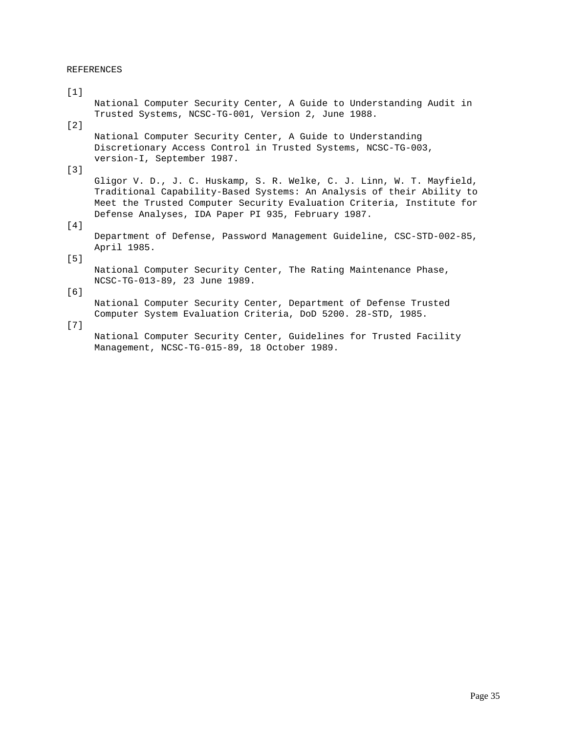# REFERENCES

[1]
National Computer Security Center, A Guide to Understanding Audit in Trusted Systems, NCSC-TG-001, Version 2, June 1988.

[2]
National Computer Security Center, A Guide to Understanding Discretionary Access Control in Trusted Systems, NCSC-TG-003, version-I, September 1987.

[3]
Gligor V. D., J. C. Huskamp, S. R. Welke, C. J. Linn, W. T. Mayfield, Traditional Capability-Based Systems: An Analysis of their Ability to Meet the Trusted Computer Security Evaluation Criteria, Institute for Defense Analyses, IDA Paper PI 935, February 1987.

[4]
Department of Defense, Password Management Guideline, CSC-STD-002-85, April 1985.

[5]
National Computer Security Center, The Rating Maintenance Phase, NCSC-TG-013-89, 23 June 1989.

[6]
National Computer Security Center, Department of Defense Trusted Computer System Evaluation Criteria, DoD 5200. 28-STD, 1985.

[7]
National Computer Security Center, Guidelines for Trusted Facility Management, NCSC-TG-015-89, 18 October 1989.